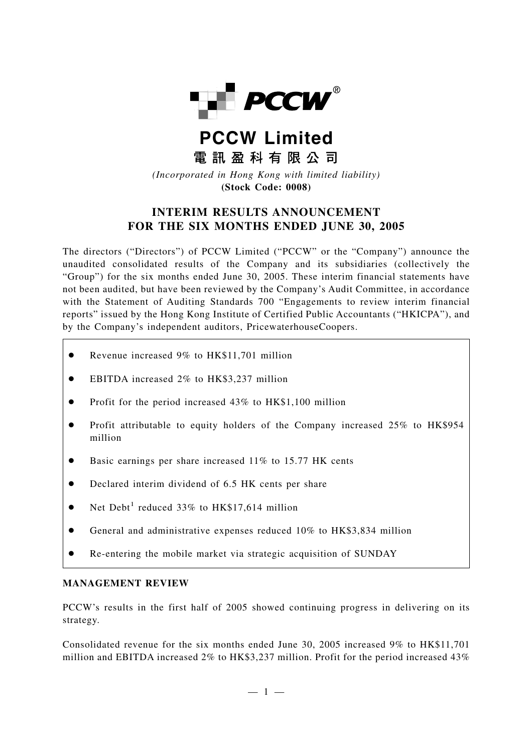# PCCW Limited

## 電訊盈科有限公司

*(Incorporated in Hong Kong with limited liability)*
**(Stock Code: 0008)**

## INTERIM RESULTS ANNOUNCEMENT FOR THE SIX MONTHS ENDED JUNE 30, 2005

The directors ("Directors") of PCCW Limited ("PCCW" or the "Company") announce the unaudited consolidated results of the Company and its subsidiaries (collectively the "Group") for the six months ended June 30, 2005. These interim financial statements have not been audited, but have been reviewed by the Company's Audit Committee, in accordance with the Statement of Auditing Standards 700 "Engagements to review interim financial reports" issued by the Hong Kong Institute of Certified Public Accountants ("HKICPA"), and by the Company's independent auditors, PricewaterhouseCoopers.

- Revenue increased 9% to HK$11,701 million
- EBITDA increased 2% to HK$3,237 million
- Profit for the period increased 43% to HK$1,100 million
- Profit attributable to equity holders of the Company increased 25% to HK$954 million
- Basic earnings per share increased 11% to 15.77 HK cents
- Declared interim dividend of 6.5 HK cents per share
- Net Debt[1] reduced 33% to HK$17,614 million
- General and administrative expenses reduced 10% to HK$3,834 million
- Re-entering the mobile market via strategic acquisition of SUNDAY

**MANAGEMENT REVIEW**

PCCW's results in the first half of 2005 showed continuing progress in delivering on its strategy.

Consolidated revenue for the six months ended June 30, 2005 increased 9% to HK$11,701 million and EBITDA increased 2% to HK$3,237 million. Profit for the period increased 43%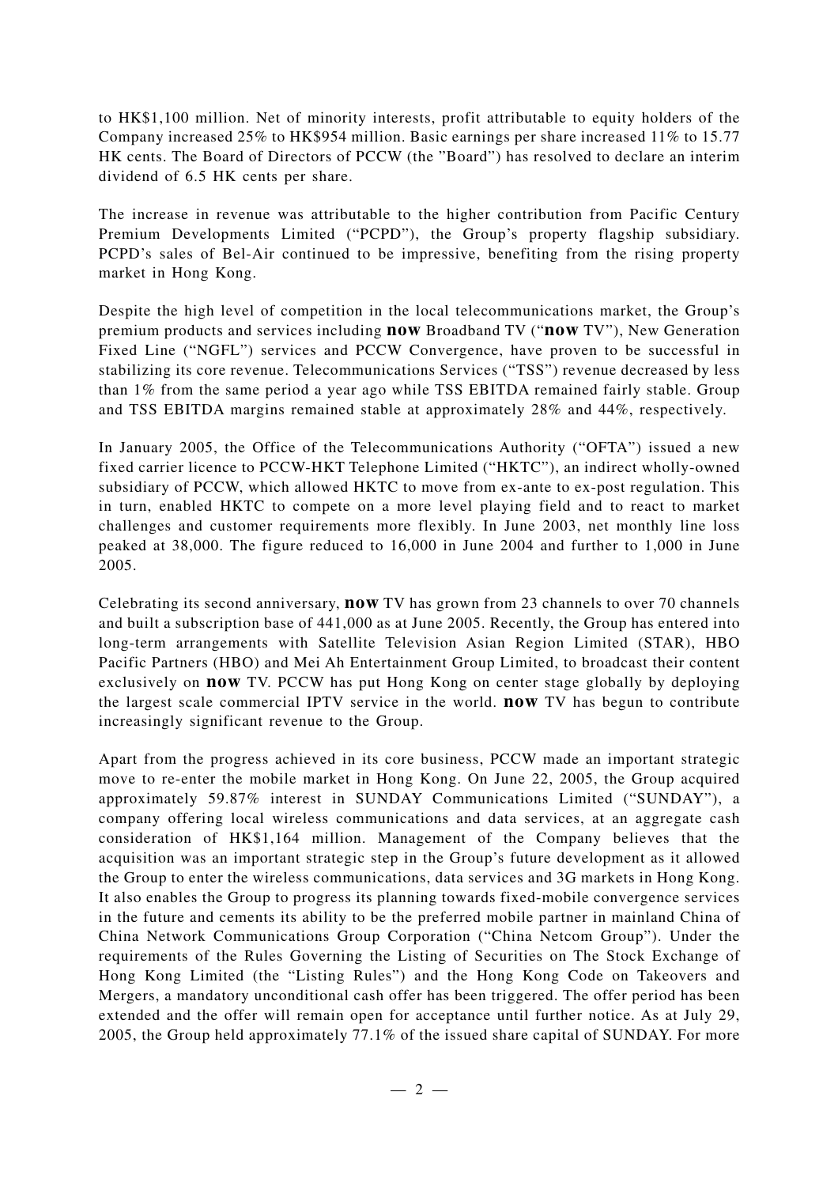to HK$1,100 million. Net of minority interests, profit attributable to equity holders of the Company increased 25% to HK$954 million. Basic earnings per share increased 11% to 15.77 HK cents. The Board of Directors of PCCW (the "Board") has resolved to declare an interim dividend of 6.5 HK cents per share.

The increase in revenue was attributable to the higher contribution from Pacific Century Premium Developments Limited ("PCPD"), the Group's property flagship subsidiary. PCPD's sales of Bel-Air continued to be impressive, benefiting from the rising property market in Hong Kong.

Despite the high level of competition in the local telecommunications market, the Group's premium products and services including **now** Broadband TV ("**now** TV"), New Generation Fixed Line ("NGFL") services and PCCW Convergence, have proven to be successful in stabilizing its core revenue. Telecommunications Services ("TSS") revenue decreased by less than 1% from the same period a year ago while TSS EBITDA remained fairly stable. Group and TSS EBITDA margins remained stable at approximately 28% and 44%, respectively.

In January 2005, the Office of the Telecommunications Authority ("OFTA") issued a new fixed carrier licence to PCCW-HKT Telephone Limited ("HKTC"), an indirect wholly-owned subsidiary of PCCW, which allowed HKTC to move from ex-ante to ex-post regulation. This in turn, enabled HKTC to compete on a more level playing field and to react to market challenges and customer requirements more flexibly. In June 2003, net monthly line loss peaked at 38,000. The figure reduced to 16,000 in June 2004 and further to 1,000 in June 2005.

Celebrating its second anniversary, **now** TV has grown from 23 channels to over 70 channels and built a subscription base of 441,000 as at June 2005. Recently, the Group has entered into long-term arrangements with Satellite Television Asian Region Limited (STAR), HBO Pacific Partners (HBO) and Mei Ah Entertainment Group Limited, to broadcast their content exclusively on **now** TV. PCCW has put Hong Kong on center stage globally by deploying the largest scale commercial IPTV service in the world. **now** TV has begun to contribute increasingly significant revenue to the Group.

Apart from the progress achieved in its core business, PCCW made an important strategic move to re-enter the mobile market in Hong Kong. On June 22, 2005, the Group acquired approximately 59.87% interest in SUNDAY Communications Limited ("SUNDAY"), a company offering local wireless communications and data services, at an aggregate cash consideration of HK$1,164 million. Management of the Company believes that the acquisition was an important strategic step in the Group's future development as it allowed the Group to enter the wireless communications, data services and 3G markets in Hong Kong. It also enables the Group to progress its planning towards fixed-mobile convergence services in the future and cements its ability to be the preferred mobile partner in mainland China of China Network Communications Group Corporation ("China Netcom Group"). Under the requirements of the Rules Governing the Listing of Securities on The Stock Exchange of Hong Kong Limited (the "Listing Rules") and the Hong Kong Code on Takeovers and Mergers, a mandatory unconditional cash offer has been triggered. The offer period has been extended and the offer will remain open for acceptance until further notice. As at July 29, 2005, the Group held approximately 77.1% of the issued share capital of SUNDAY. For more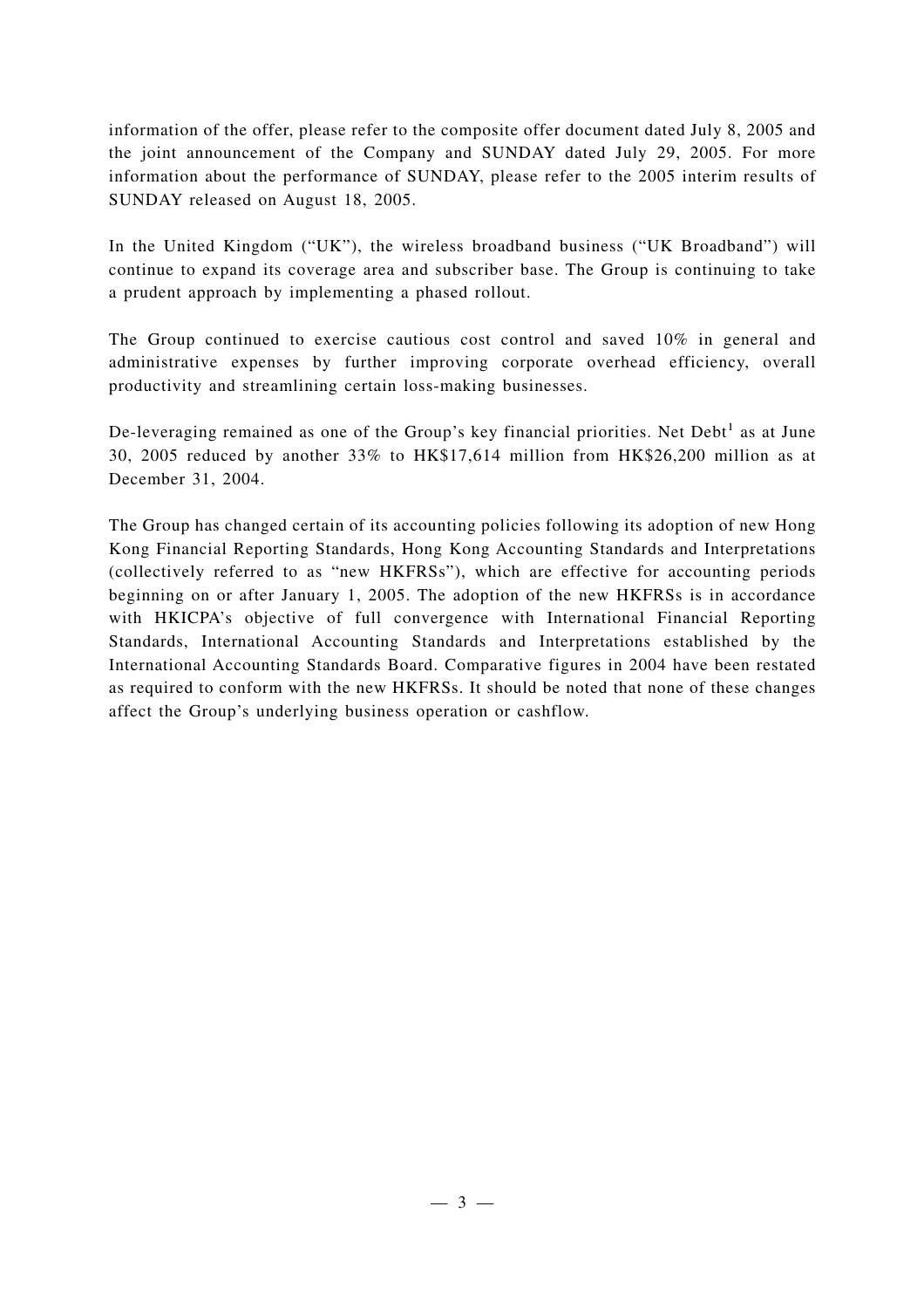information of the offer, please refer to the composite offer document dated July 8, 2005 and the joint announcement of the Company and SUNDAY dated July 29, 2005. For more information about the performance of SUNDAY, please refer to the 2005 interim results of SUNDAY released on August 18, 2005.

In the United Kingdom ("UK"), the wireless broadband business ("UK Broadband") will continue to expand its coverage area and subscriber base. The Group is continuing to take a prudent approach by implementing a phased rollout.

The Group continued to exercise cautious cost control and saved 10% in general and administrative expenses by further improving corporate overhead efficiency, overall productivity and streamlining certain loss-making businesses.

De-leveraging remained as one of the Group's key financial priorities. Net Debt[1] as at June 30, 2005 reduced by another 33% to HK$17,614 million from HK$26,200 million as at December 31, 2004.

The Group has changed certain of its accounting policies following its adoption of new Hong Kong Financial Reporting Standards, Hong Kong Accounting Standards and Interpretations (collectively referred to as "new HKFRSs"), which are effective for accounting periods beginning on or after January 1, 2005. The adoption of the new HKFRSs is in accordance with HKICPA's objective of full convergence with International Financial Reporting Standards, International Accounting Standards and Interpretations established by the International Accounting Standards Board. Comparative figures in 2004 have been restated as required to conform with the new HKFRSs. It should be noted that none of these changes affect the Group's underlying business operation or cashflow.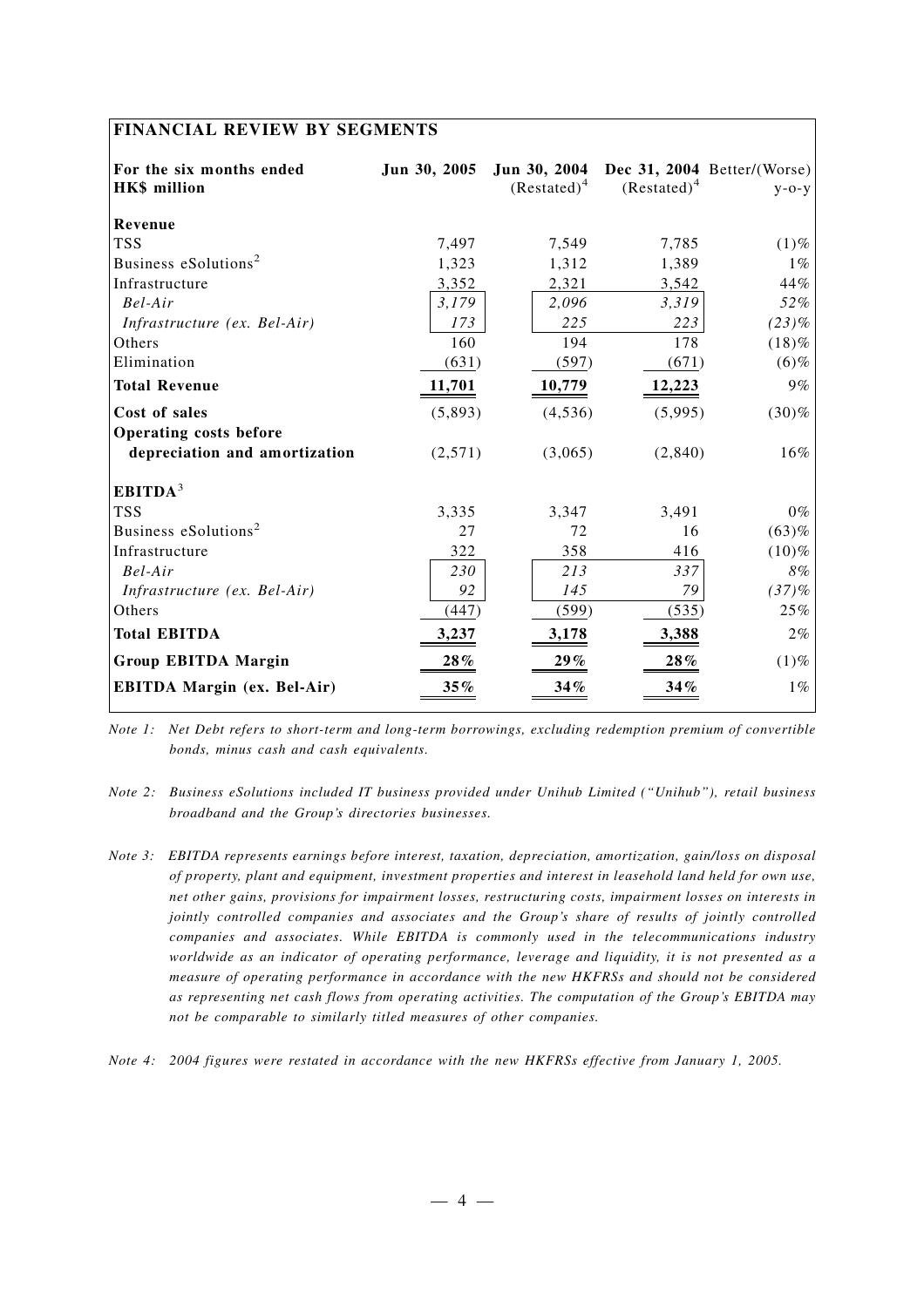## FINANCIAL REVIEW BY SEGMENTS

| For the six months ended HK$ million | Jun 30, 2005 | Jun 30, 2004 (Restated)[4] | Dec 31, 2004 (Restated)[4] | Better/(Worse) y-o-y |
|---|---|---|---|---|
| **Revenue** | | | | |
| TSS | 7,497 | 7,549 | 7,785 | (1)% |
| Business eSolutions[2] | 1,323 | 1,312 | 1,389 | 1% |
| Infrastructure | 3,352 | 2,321 | 3,542 | 44% |
| *Bel-Air* | *3,179* | *2,096* | *3,319* | *52%* |
| *Infrastructure (ex. Bel-Air)* | *173* | *225* | *223* | *(23)%* |
| Others | 160 | 194 | 178 | (18)% |
| Elimination | (631) | (597) | (671) | (6)% |
| **Total Revenue** | **11,701** | **10,779** | **12,223** | 9% |
| **Cost of sales** | (5,893) | (4,536) | (5,995) | (30)% |
| **Operating costs before depreciation and amortization** | (2,571) | (3,065) | (2,840) | 16% |
| **EBITDA**[3] | | | | |
| TSS | 3,335 | 3,347 | 3,491 | 0% |
| Business eSolutions[2] | 27 | 72 | 16 | (63)% |
| Infrastructure | 322 | 358 | 416 | (10)% |
| *Bel-Air* | *230* | *213* | *337* | *8%* |
| *Infrastructure (ex. Bel-Air)* | *92* | *145* | *79* | *(37)%* |
| Others | (447) | (599) | (535) | 25% |
| **Total EBITDA** | **3,237** | **3,178** | **3,388** | 2% |
| **Group EBITDA Margin** | **28%** | **29%** | **28%** | (1)% |
| **EBITDA Margin (ex. Bel-Air)** | **35%** | **34%** | **34%** | 1% |

*Note 1: Net Debt refers to short-term and long-term borrowings, excluding redemption premium of convertible bonds, minus cash and cash equivalents.*

*Note 2: Business eSolutions included IT business provided under Unihub Limited ("Unihub"), retail business broadband and the Group's directories businesses.*

*Note 3: EBITDA represents earnings before interest, taxation, depreciation, amortization, gain/loss on disposal of property, plant and equipment, investment properties and interest in leasehold land held for own use, net other gains, provisions for impairment losses, restructuring costs, impairment losses on interests in jointly controlled companies and associates and the Group's share of results of jointly controlled companies and associates. While EBITDA is commonly used in the telecommunications industry worldwide as an indicator of operating performance, leverage and liquidity, it is not presented as a measure of operating performance in accordance with the new HKFRSs and should not be considered as representing net cash flows from operating activities. The computation of the Group's EBITDA may not be comparable to similarly titled measures of other companies.*

*Note 4: 2004 figures were restated in accordance with the new HKFRSs effective from January 1, 2005.*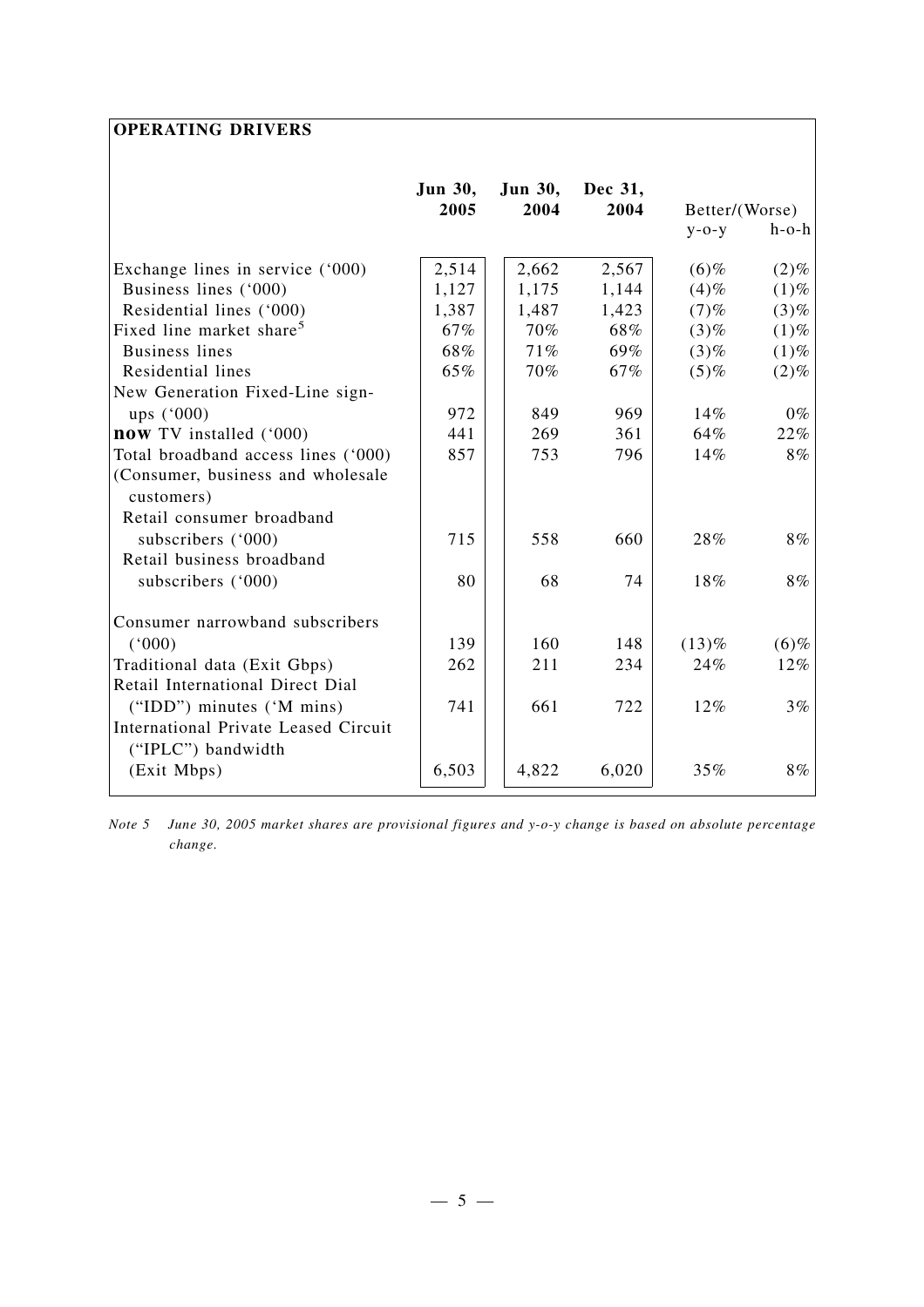**OPERATING DRIVERS**

| | Jun 30, 2005 | Jun 30, 2004 | Dec 31, 2004 | Better/(Worse) y-o-y | h-o-h |
|---|---|---|---|---|---|
| Exchange lines in service ('000) | 2,514 | 2,662 | 2,567 | (6)% | (2)% |
| Business lines ('000) | 1,127 | 1,175 | 1,144 | (4)% | (1)% |
| Residential lines ('000) | 1,387 | 1,487 | 1,423 | (7)% | (3)% |
| Fixed line market share[5] | 67% | 70% | 68% | (3)% | (1)% |
| Business lines | 68% | 71% | 69% | (3)% | (1)% |
| Residential lines | 65% | 70% | 67% | (5)% | (2)% |
| New Generation Fixed-Line sign-ups ('000) | 972 | 849 | 969 | 14% | 0% |
| **now** TV installed ('000) | 441 | 269 | 361 | 64% | 22% |
| Total broadband access lines ('000) (Consumer, business and wholesale customers) | 857 | 753 | 796 | 14% | 8% |
| Retail consumer broadband subscribers ('000) | 715 | 558 | 660 | 28% | 8% |
| Retail business broadband subscribers ('000) | 80 | 68 | 74 | 18% | 8% |
| Consumer narrowband subscribers ('000) | 139 | 160 | 148 | (13)% | (6)% |
| Traditional data (Exit Gbps) | 262 | 211 | 234 | 24% | 12% |
| Retail International Direct Dial ("IDD") minutes ('M mins) | 741 | 661 | 722 | 12% | 3% |
| International Private Leased Circuit ("IPLC") bandwidth (Exit Mbps) | 6,503 | 4,822 | 6,020 | 35% | 8% |

*Note 5 June 30, 2005 market shares are provisional figures and y-o-y change is based on absolute percentage change.*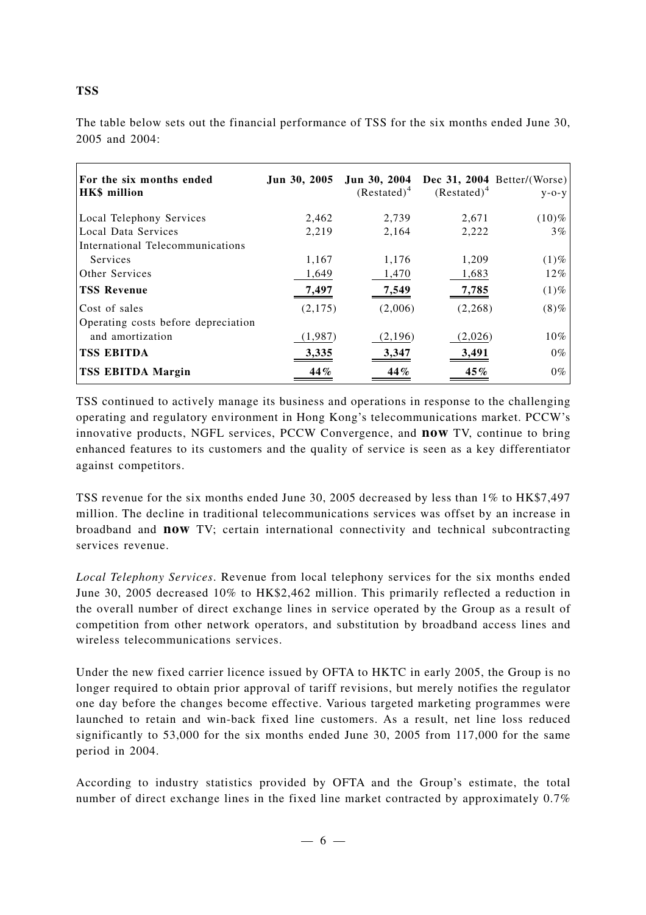**TSS**

The table below sets out the financial performance of TSS for the six months ended June 30, 2005 and 2004:

| For the six months ended HK$ million | Jun 30, 2005 | Jun 30, 2004 (Restated)[4] | Dec 31, 2004 (Restated)[4] | Better/(Worse) y-o-y |
|---|---|---|---|---|
| Local Telephony Services | 2,462 | 2,739 | 2,671 | (10)% |
| Local Data Services | 2,219 | 2,164 | 2,222 | 3% |
| International Telecommunications Services | 1,167 | 1,176 | 1,209 | (1)% |
| Other Services | 1,649 | 1,470 | 1,683 | 12% |
| **TSS Revenue** | **7,497** | **7,549** | **7,785** | (1)% |
| Cost of sales | (2,175) | (2,006) | (2,268) | (8)% |
| Operating costs before depreciation and amortization | (1,987) | (2,196) | (2,026) | 10% |
| **TSS EBITDA** | **3,335** | **3,347** | **3,491** | 0% |
| **TSS EBITDA Margin** | **44%** | **44%** | **45%** | 0% |

TSS continued to actively manage its business and operations in response to the challenging operating and regulatory environment in Hong Kong's telecommunications market. PCCW's innovative products, NGFL services, PCCW Convergence, and **now** TV, continue to bring enhanced features to its customers and the quality of service is seen as a key differentiator against competitors.

TSS revenue for the six months ended June 30, 2005 decreased by less than 1% to HK$7,497 million. The decline in traditional telecommunications services was offset by an increase in broadband and **now** TV; certain international connectivity and technical subcontracting services revenue.

*Local Telephony Services*. Revenue from local telephony services for the six months ended June 30, 2005 decreased 10% to HK$2,462 million. This primarily reflected a reduction in the overall number of direct exchange lines in service operated by the Group as a result of competition from other network operators, and substitution by broadband access lines and wireless telecommunications services.

Under the new fixed carrier licence issued by OFTA to HKTC in early 2005, the Group is no longer required to obtain prior approval of tariff revisions, but merely notifies the regulator one day before the changes become effective. Various targeted marketing programmes were launched to retain and win-back fixed line customers. As a result, net line loss reduced significantly to 53,000 for the six months ended June 30, 2005 from 117,000 for the same period in 2004.

According to industry statistics provided by OFTA and the Group's estimate, the total number of direct exchange lines in the fixed line market contracted by approximately 0.7%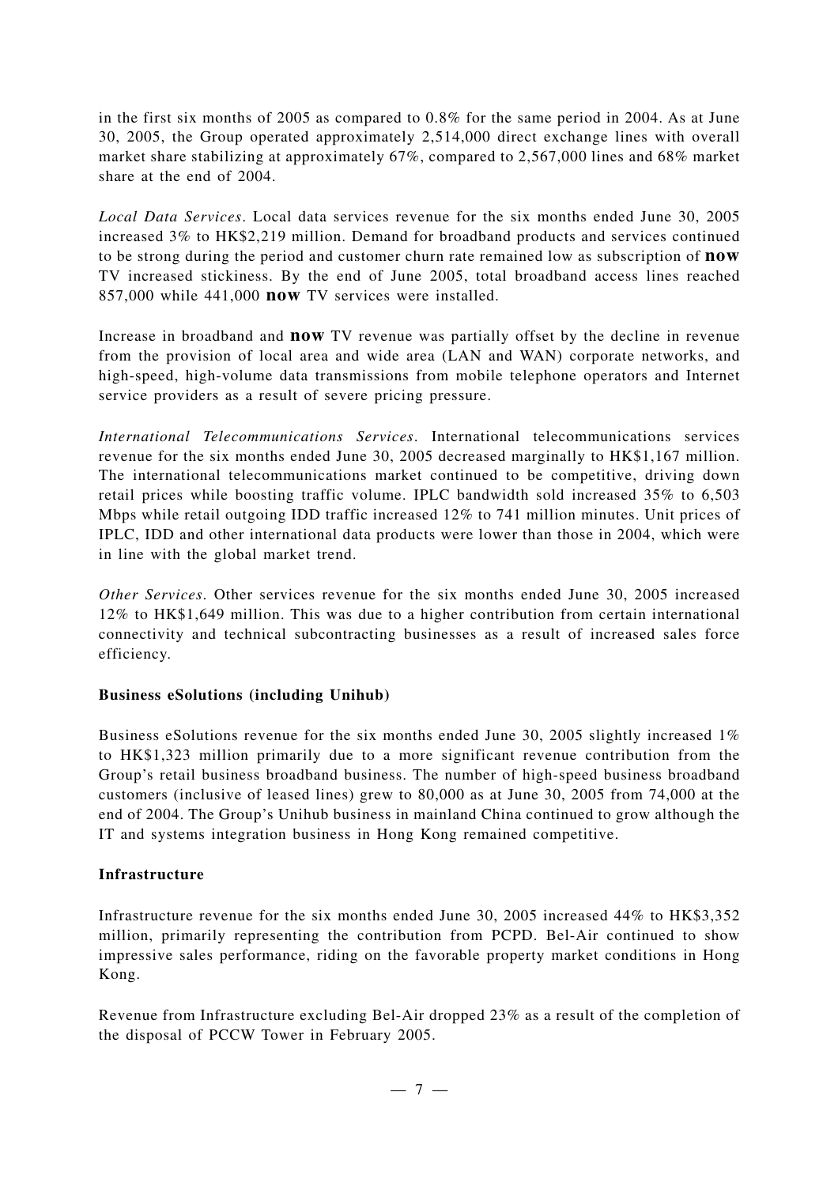in the first six months of 2005 as compared to 0.8% for the same period in 2004. As at June 30, 2005, the Group operated approximately 2,514,000 direct exchange lines with overall market share stabilizing at approximately 67%, compared to 2,567,000 lines and 68% market share at the end of 2004.

*Local Data Services*. Local data services revenue for the six months ended June 30, 2005 increased 3% to HK$2,219 million. Demand for broadband products and services continued to be strong during the period and customer churn rate remained low as subscription of **now** TV increased stickiness. By the end of June 2005, total broadband access lines reached 857,000 while 441,000 **now** TV services were installed.

Increase in broadband and **now** TV revenue was partially offset by the decline in revenue from the provision of local area and wide area (LAN and WAN) corporate networks, and high-speed, high-volume data transmissions from mobile telephone operators and Internet service providers as a result of severe pricing pressure.

*International Telecommunications Services*. International telecommunications services revenue for the six months ended June 30, 2005 decreased marginally to HK$1,167 million. The international telecommunications market continued to be competitive, driving down retail prices while boosting traffic volume. IPLC bandwidth sold increased 35% to 6,503 Mbps while retail outgoing IDD traffic increased 12% to 741 million minutes. Unit prices of IPLC, IDD and other international data products were lower than those in 2004, which were in line with the global market trend.

*Other Services*. Other services revenue for the six months ended June 30, 2005 increased 12% to HK$1,649 million. This was due to a higher contribution from certain international connectivity and technical subcontracting businesses as a result of increased sales force efficiency.

**Business eSolutions (including Unihub)**

Business eSolutions revenue for the six months ended June 30, 2005 slightly increased 1% to HK$1,323 million primarily due to a more significant revenue contribution from the Group's retail business broadband business. The number of high-speed business broadband customers (inclusive of leased lines) grew to 80,000 as at June 30, 2005 from 74,000 at the end of 2004. The Group's Unihub business in mainland China continued to grow although the IT and systems integration business in Hong Kong remained competitive.

**Infrastructure**

Infrastructure revenue for the six months ended June 30, 2005 increased 44% to HK$3,352 million, primarily representing the contribution from PCPD. Bel-Air continued to show impressive sales performance, riding on the favorable property market conditions in Hong Kong.

Revenue from Infrastructure excluding Bel-Air dropped 23% as a result of the completion of the disposal of PCCW Tower in February 2005.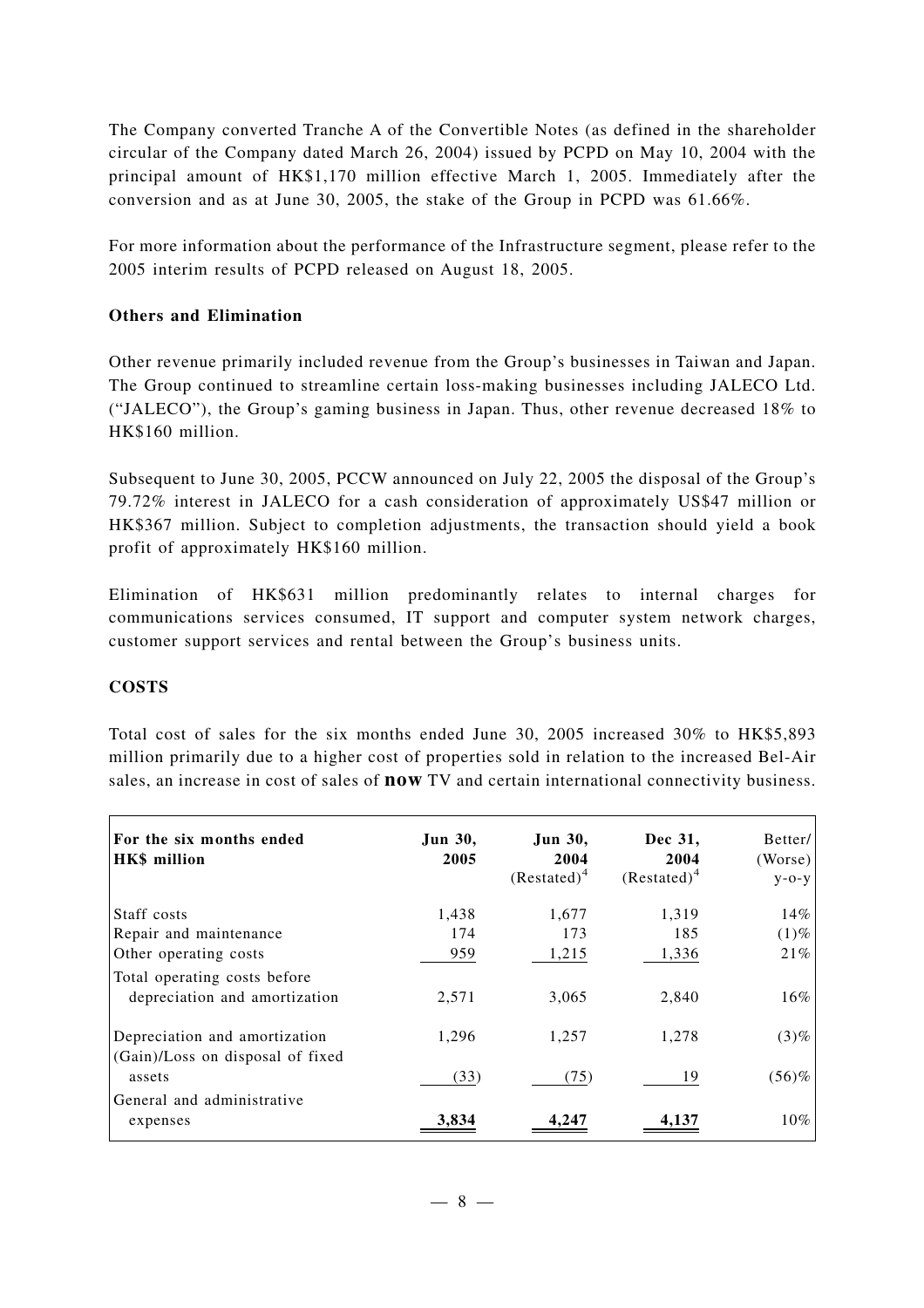The Company converted Tranche A of the Convertible Notes (as defined in the shareholder circular of the Company dated March 26, 2004) issued by PCPD on May 10, 2004 with the principal amount of HK$1,170 million effective March 1, 2005. Immediately after the conversion and as at June 30, 2005, the stake of the Group in PCPD was 61.66%.

For more information about the performance of the Infrastructure segment, please refer to the 2005 interim results of PCPD released on August 18, 2005.

**Others and Elimination**

Other revenue primarily included revenue from the Group's businesses in Taiwan and Japan. The Group continued to streamline certain loss-making businesses including JALECO Ltd. ("JALECO"), the Group's gaming business in Japan. Thus, other revenue decreased 18% to HK$160 million.

Subsequent to June 30, 2005, PCCW announced on July 22, 2005 the disposal of the Group's 79.72% interest in JALECO for a cash consideration of approximately US$47 million or HK$367 million. Subject to completion adjustments, the transaction should yield a book profit of approximately HK$160 million.

Elimination of HK$631 million predominantly relates to internal charges for communications services consumed, IT support and computer system network charges, customer support services and rental between the Group's business units.

**COSTS**

Total cost of sales for the six months ended June 30, 2005 increased 30% to HK$5,893 million primarily due to a higher cost of properties sold in relation to the increased Bel-Air sales, an increase in cost of sales of **now** TV and certain international connectivity business.

| For the six months ended HK$ million | Jun 30, 2005 | Jun 30, 2004 (Restated)[4] | Dec 31, 2004 (Restated)[4] | Better/ (Worse) y-o-y |
|---|---|---|---|---|
| Staff costs | 1,438 | 1,677 | 1,319 | 14% |
| Repair and maintenance | 174 | 173 | 185 | (1)% |
| Other operating costs | 959 | 1,215 | 1,336 | 21% |
| Total operating costs before depreciation and amortization | 2,571 | 3,065 | 2,840 | 16% |
| Depreciation and amortization | 1,296 | 1,257 | 1,278 | (3)% |
| (Gain)/Loss on disposal of fixed assets | (33) | (75) | 19 | (56)% |
| General and administrative expenses | **3,834** | **4,247** | **4,137** | 10% |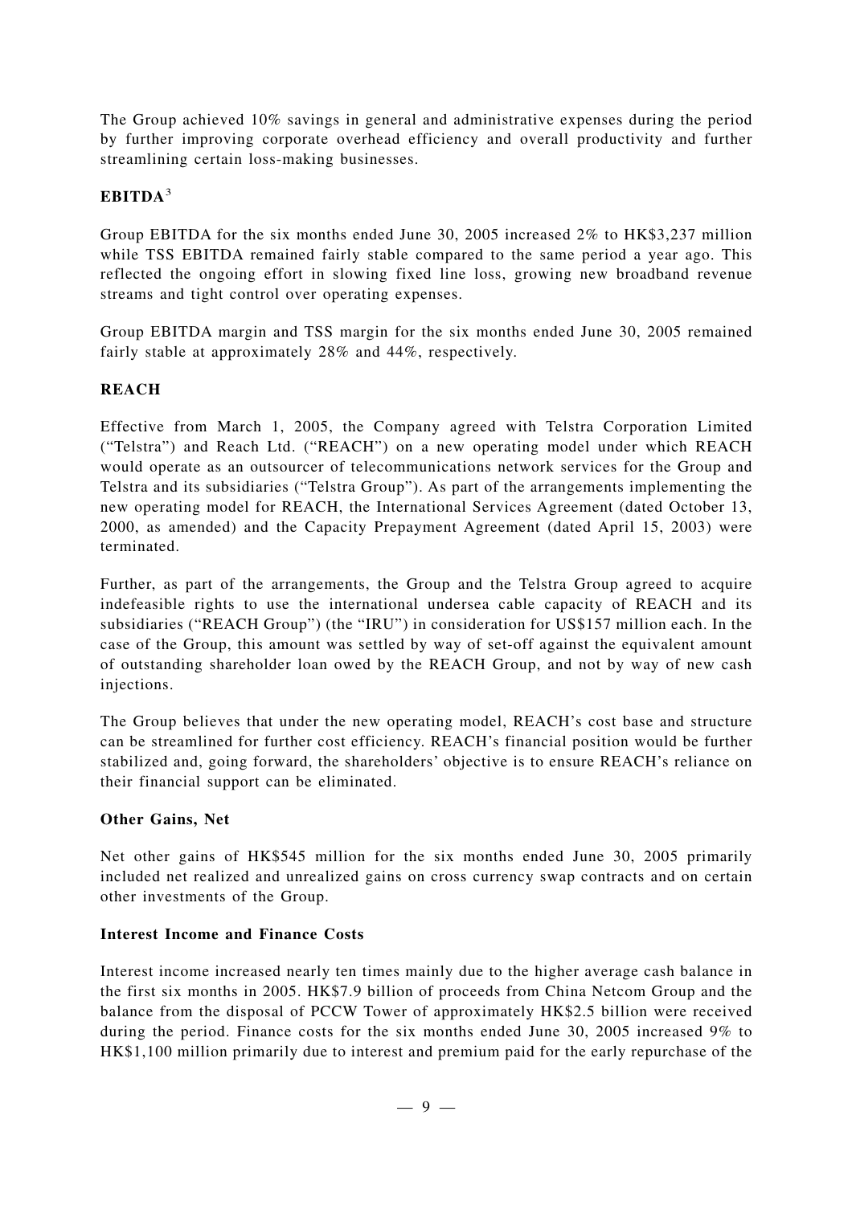The Group achieved 10% savings in general and administrative expenses during the period by further improving corporate overhead efficiency and overall productivity and further streamlining certain loss-making businesses.

**EBITDA**[3]

Group EBITDA for the six months ended June 30, 2005 increased 2% to HK$3,237 million while TSS EBITDA remained fairly stable compared to the same period a year ago. This reflected the ongoing effort in slowing fixed line loss, growing new broadband revenue streams and tight control over operating expenses.

Group EBITDA margin and TSS margin for the six months ended June 30, 2005 remained fairly stable at approximately 28% and 44%, respectively.

**REACH**

Effective from March 1, 2005, the Company agreed with Telstra Corporation Limited ("Telstra") and Reach Ltd. ("REACH") on a new operating model under which REACH would operate as an outsourcer of telecommunications network services for the Group and Telstra and its subsidiaries ("Telstra Group"). As part of the arrangements implementing the new operating model for REACH, the International Services Agreement (dated October 13, 2000, as amended) and the Capacity Prepayment Agreement (dated April 15, 2003) were terminated.

Further, as part of the arrangements, the Group and the Telstra Group agreed to acquire indefeasible rights to use the international undersea cable capacity of REACH and its subsidiaries ("REACH Group") (the "IRU") in consideration for US$157 million each. In the case of the Group, this amount was settled by way of set-off against the equivalent amount of outstanding shareholder loan owed by the REACH Group, and not by way of new cash injections.

The Group believes that under the new operating model, REACH's cost base and structure can be streamlined for further cost efficiency. REACH's financial position would be further stabilized and, going forward, the shareholders' objective is to ensure REACH's reliance on their financial support can be eliminated.

**Other Gains, Net**

Net other gains of HK$545 million for the six months ended June 30, 2005 primarily included net realized and unrealized gains on cross currency swap contracts and on certain other investments of the Group.

**Interest Income and Finance Costs**

Interest income increased nearly ten times mainly due to the higher average cash balance in the first six months in 2005. HK$7.9 billion of proceeds from China Netcom Group and the balance from the disposal of PCCW Tower of approximately HK$2.5 billion were received during the period. Finance costs for the six months ended June 30, 2005 increased 9% to HK$1,100 million primarily due to interest and premium paid for the early repurchase of the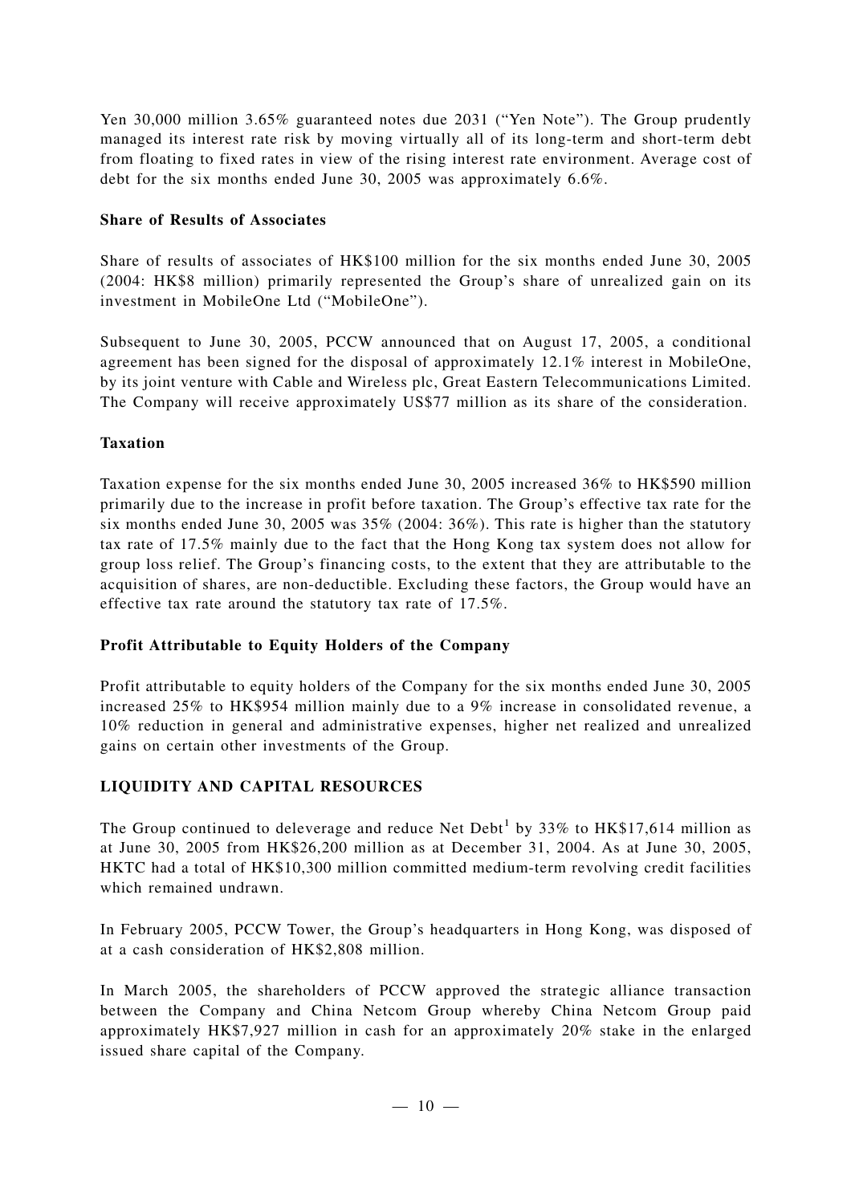Yen 30,000 million 3.65% guaranteed notes due 2031 ("Yen Note"). The Group prudently managed its interest rate risk by moving virtually all of its long-term and short-term debt from floating to fixed rates in view of the rising interest rate environment. Average cost of debt for the six months ended June 30, 2005 was approximately 6.6%.

**Share of Results of Associates**

Share of results of associates of HK$100 million for the six months ended June 30, 2005 (2004: HK$8 million) primarily represented the Group's share of unrealized gain on its investment in MobileOne Ltd ("MobileOne").

Subsequent to June 30, 2005, PCCW announced that on August 17, 2005, a conditional agreement has been signed for the disposal of approximately 12.1% interest in MobileOne, by its joint venture with Cable and Wireless plc, Great Eastern Telecommunications Limited. The Company will receive approximately US$77 million as its share of the consideration.

**Taxation**

Taxation expense for the six months ended June 30, 2005 increased 36% to HK$590 million primarily due to the increase in profit before taxation. The Group's effective tax rate for the six months ended June 30, 2005 was 35% (2004: 36%). This rate is higher than the statutory tax rate of 17.5% mainly due to the fact that the Hong Kong tax system does not allow for group loss relief. The Group's financing costs, to the extent that they are attributable to the acquisition of shares, are non-deductible. Excluding these factors, the Group would have an effective tax rate around the statutory tax rate of 17.5%.

**Profit Attributable to Equity Holders of the Company**

Profit attributable to equity holders of the Company for the six months ended June 30, 2005 increased 25% to HK$954 million mainly due to a 9% increase in consolidated revenue, a 10% reduction in general and administrative expenses, higher net realized and unrealized gains on certain other investments of the Group.

## LIQUIDITY AND CAPITAL RESOURCES

The Group continued to deleverage and reduce Net Debt[1] by 33% to HK$17,614 million as at June 30, 2005 from HK$26,200 million as at December 31, 2004. As at June 30, 2005, HKTC had a total of HK$10,300 million committed medium-term revolving credit facilities which remained undrawn.

In February 2005, PCCW Tower, the Group's headquarters in Hong Kong, was disposed of at a cash consideration of HK$2,808 million.

In March 2005, the shareholders of PCCW approved the strategic alliance transaction between the Company and China Netcom Group whereby China Netcom Group paid approximately HK$7,927 million in cash for an approximately 20% stake in the enlarged issued share capital of the Company.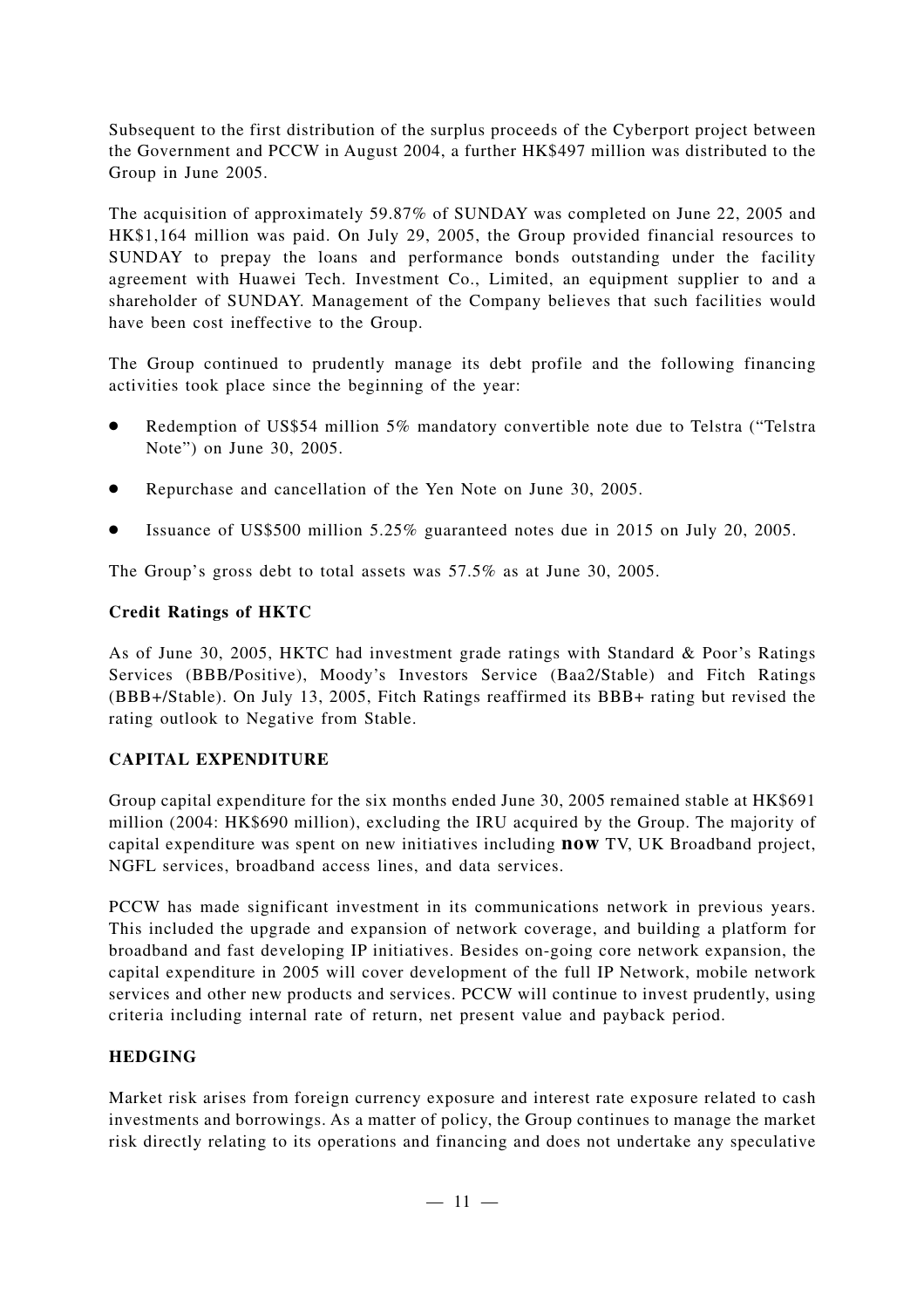Subsequent to the first distribution of the surplus proceeds of the Cyberport project between the Government and PCCW in August 2004, a further HK$497 million was distributed to the Group in June 2005.

The acquisition of approximately 59.87% of SUNDAY was completed on June 22, 2005 and HK$1,164 million was paid. On July 29, 2005, the Group provided financial resources to SUNDAY to prepay the loans and performance bonds outstanding under the facility agreement with Huawei Tech. Investment Co., Limited, an equipment supplier to and a shareholder of SUNDAY. Management of the Company believes that such facilities would have been cost ineffective to the Group.

The Group continued to prudently manage its debt profile and the following financing activities took place since the beginning of the year:

- Redemption of US$54 million 5% mandatory convertible note due to Telstra ("Telstra Note") on June 30, 2005.
- Repurchase and cancellation of the Yen Note on June 30, 2005.
- Issuance of US$500 million 5.25% guaranteed notes due in 2015 on July 20, 2005.

The Group's gross debt to total assets was 57.5% as at June 30, 2005.

### Credit Ratings of HKTC

As of June 30, 2005, HKTC had investment grade ratings with Standard & Poor's Ratings Services (BBB/Positive), Moody's Investors Service (Baa2/Stable) and Fitch Ratings (BBB+/Stable). On July 13, 2005, Fitch Ratings reaffirmed its BBB+ rating but revised the rating outlook to Negative from Stable.

## CAPITAL EXPENDITURE

Group capital expenditure for the six months ended June 30, 2005 remained stable at HK$691 million (2004: HK$690 million), excluding the IRU acquired by the Group. The majority of capital expenditure was spent on new initiatives including **now** TV, UK Broadband project, NGFL services, broadband access lines, and data services.

PCCW has made significant investment in its communications network in previous years. This included the upgrade and expansion of network coverage, and building a platform for broadband and fast developing IP initiatives. Besides on-going core network expansion, the capital expenditure in 2005 will cover development of the full IP Network, mobile network services and other new products and services. PCCW will continue to invest prudently, using criteria including internal rate of return, net present value and payback period.

## HEDGING

Market risk arises from foreign currency exposure and interest rate exposure related to cash investments and borrowings. As a matter of policy, the Group continues to manage the market risk directly relating to its operations and financing and does not undertake any speculative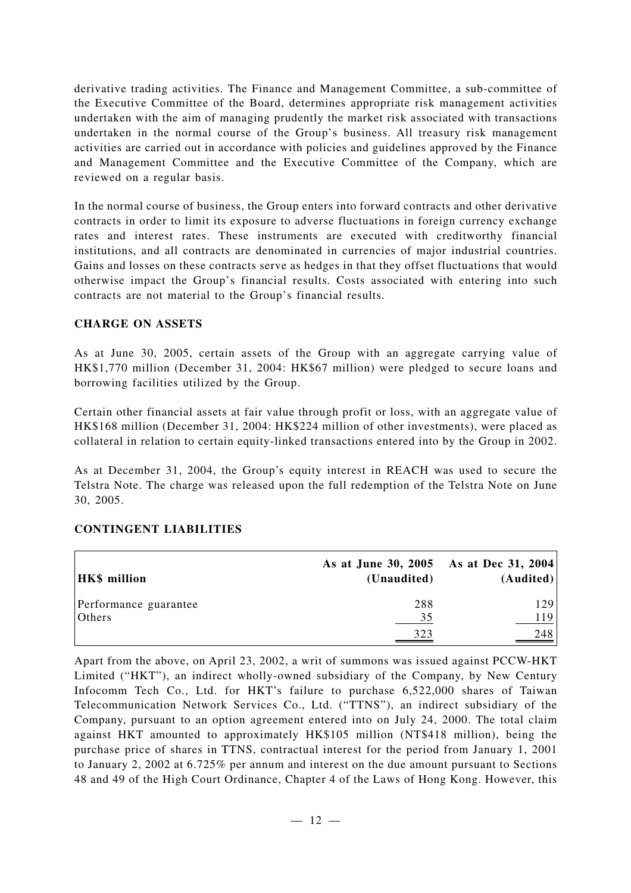derivative trading activities. The Finance and Management Committee, a sub-committee of the Executive Committee of the Board, determines appropriate risk management activities undertaken with the aim of managing prudently the market risk associated with transactions undertaken in the normal course of the Group's business. All treasury risk management activities are carried out in accordance with policies and guidelines approved by the Finance and Management Committee and the Executive Committee of the Company, which are reviewed on a regular basis.

In the normal course of business, the Group enters into forward contracts and other derivative contracts in order to limit its exposure to adverse fluctuations in foreign currency exchange rates and interest rates. These instruments are executed with creditworthy financial institutions, and all contracts are denominated in currencies of major industrial countries. Gains and losses on these contracts serve as hedges in that they offset fluctuations that would otherwise impact the Group's financial results. Costs associated with entering into such contracts are not material to the Group's financial results.

## CHARGE ON ASSETS

As at June 30, 2005, certain assets of the Group with an aggregate carrying value of HK$1,770 million (December 31, 2004: HK$67 million) were pledged to secure loans and borrowing facilities utilized by the Group.

Certain other financial assets at fair value through profit or loss, with an aggregate value of HK$168 million (December 31, 2004: HK$224 million of other investments), were placed as collateral in relation to certain equity-linked transactions entered into by the Group in 2002.

As at December 31, 2004, the Group's equity interest in REACH was used to secure the Telstra Note. The charge was released upon the full redemption of the Telstra Note on June 30, 2005.

## CONTINGENT LIABILITIES

| HK$ million | As at June 30, 2005 (Unaudited) | As at Dec 31, 2004 (Audited) |
|---|---|---|
| Performance guarantee | 288 | 129 |
| Others | 35 | 119 |
| | 323 | 248 |

Apart from the above, on April 23, 2002, a writ of summons was issued against PCCW-HKT Limited ("HKT"), an indirect wholly-owned subsidiary of the Company, by New Century Infocomm Tech Co., Ltd. for HKT's failure to purchase 6,522,000 shares of Taiwan Telecommunication Network Services Co., Ltd. ("TTNS"), an indirect subsidiary of the Company, pursuant to an option agreement entered into on July 24, 2000. The total claim against HKT amounted to approximately HK$105 million (NT$418 million), being the purchase price of shares in TTNS, contractual interest for the period from January 1, 2001 to January 2, 2002 at 6.725% per annum and interest on the due amount pursuant to Sections 48 and 49 of the High Court Ordinance, Chapter 4 of the Laws of Hong Kong. However, this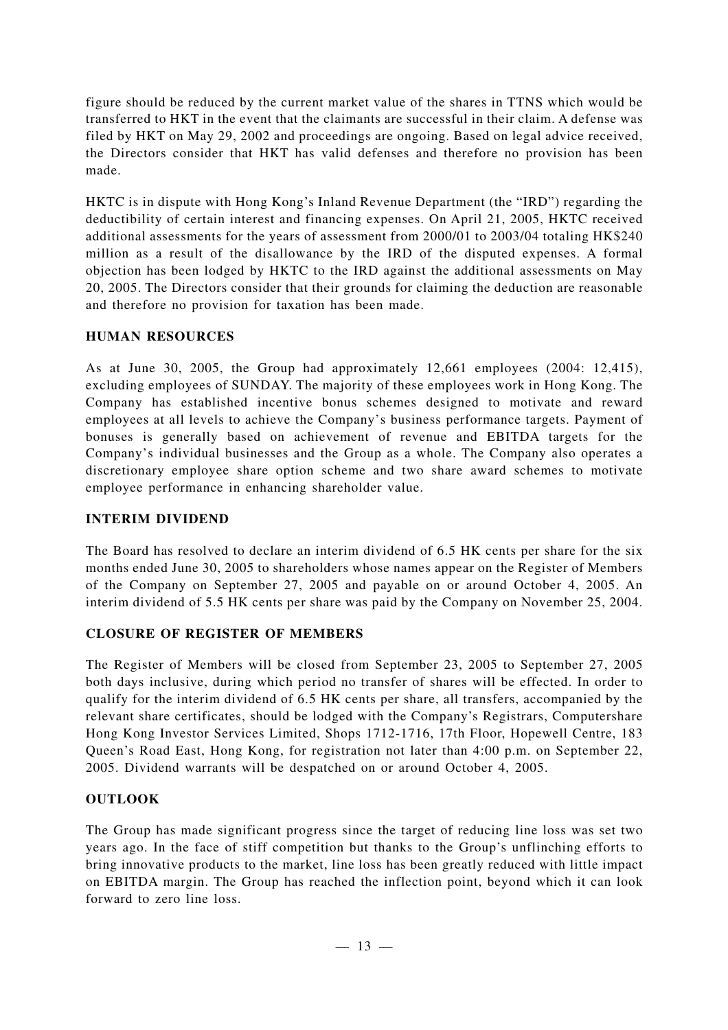figure should be reduced by the current market value of the shares in TTNS which would be transferred to HKT in the event that the claimants are successful in their claim. A defense was filed by HKT on May 29, 2002 and proceedings are ongoing. Based on legal advice received, the Directors consider that HKT has valid defenses and therefore no provision has been made.

HKTC is in dispute with Hong Kong's Inland Revenue Department (the "IRD") regarding the deductibility of certain interest and financing expenses. On April 21, 2005, HKTC received additional assessments for the years of assessment from 2000/01 to 2003/04 totaling HK$240 million as a result of the disallowance by the IRD of the disputed expenses. A formal objection has been lodged by HKTC to the IRD against the additional assessments on May 20, 2005. The Directors consider that their grounds for claiming the deduction are reasonable and therefore no provision for taxation has been made.

## HUMAN RESOURCES

As at June 30, 2005, the Group had approximately 12,661 employees (2004: 12,415), excluding employees of SUNDAY. The majority of these employees work in Hong Kong. The Company has established incentive bonus schemes designed to motivate and reward employees at all levels to achieve the Company's business performance targets. Payment of bonuses is generally based on achievement of revenue and EBITDA targets for the Company's individual businesses and the Group as a whole. The Company also operates a discretionary employee share option scheme and two share award schemes to motivate employee performance in enhancing shareholder value.

## INTERIM DIVIDEND

The Board has resolved to declare an interim dividend of 6.5 HK cents per share for the six months ended June 30, 2005 to shareholders whose names appear on the Register of Members of the Company on September 27, 2005 and payable on or around October 4, 2005. An interim dividend of 5.5 HK cents per share was paid by the Company on November 25, 2004.

## CLOSURE OF REGISTER OF MEMBERS

The Register of Members will be closed from September 23, 2005 to September 27, 2005 both days inclusive, during which period no transfer of shares will be effected. In order to qualify for the interim dividend of 6.5 HK cents per share, all transfers, accompanied by the relevant share certificates, should be lodged with the Company's Registrars, Computershare Hong Kong Investor Services Limited, Shops 1712-1716, 17th Floor, Hopewell Centre, 183 Queen's Road East, Hong Kong, for registration not later than 4:00 p.m. on September 22, 2005. Dividend warrants will be despatched on or around October 4, 2005.

## OUTLOOK

The Group has made significant progress since the target of reducing line loss was set two years ago. In the face of stiff competition but thanks to the Group's unflinching efforts to bring innovative products to the market, line loss has been greatly reduced with little impact on EBITDA margin. The Group has reached the inflection point, beyond which it can look forward to zero line loss.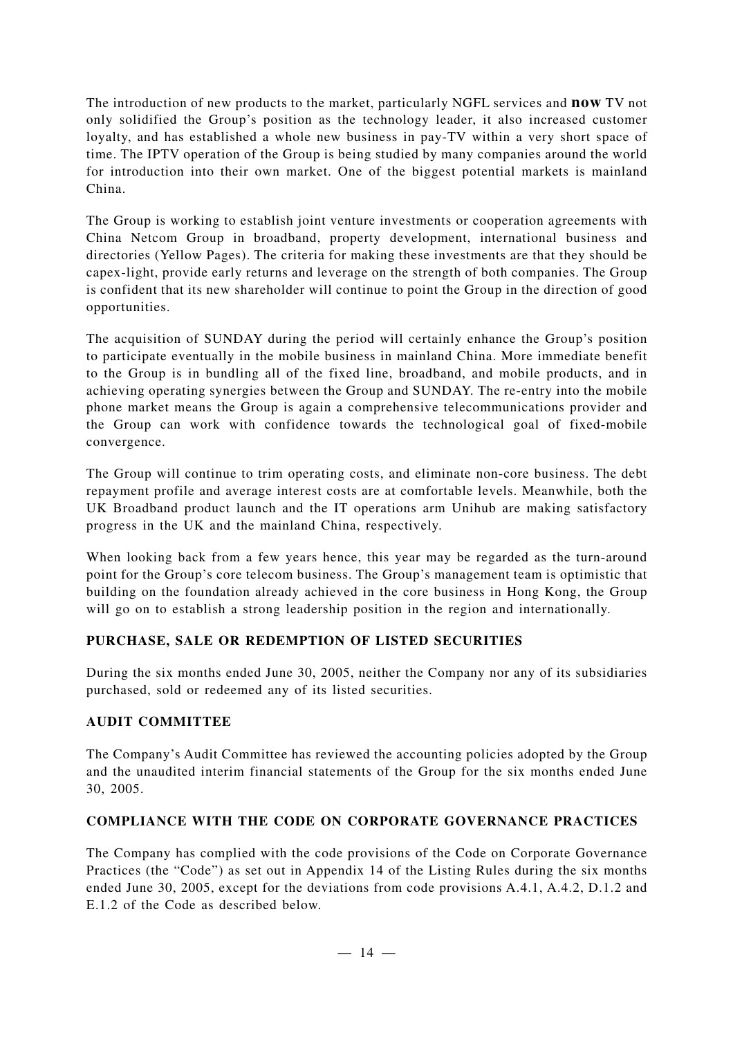The introduction of new products to the market, particularly NGFL services and **now** TV not only solidified the Group's position as the technology leader, it also increased customer loyalty, and has established a whole new business in pay-TV within a very short space of time. The IPTV operation of the Group is being studied by many companies around the world for introduction into their own market. One of the biggest potential markets is mainland China.

The Group is working to establish joint venture investments or cooperation agreements with China Netcom Group in broadband, property development, international business and directories (Yellow Pages). The criteria for making these investments are that they should be capex-light, provide early returns and leverage on the strength of both companies. The Group is confident that its new shareholder will continue to point the Group in the direction of good opportunities.

The acquisition of SUNDAY during the period will certainly enhance the Group's position to participate eventually in the mobile business in mainland China. More immediate benefit to the Group is in bundling all of the fixed line, broadband, and mobile products, and in achieving operating synergies between the Group and SUNDAY. The re-entry into the mobile phone market means the Group is again a comprehensive telecommunications provider and the Group can work with confidence towards the technological goal of fixed-mobile convergence.

The Group will continue to trim operating costs, and eliminate non-core business. The debt repayment profile and average interest costs are at comfortable levels. Meanwhile, both the UK Broadband product launch and the IT operations arm Unihub are making satisfactory progress in the UK and the mainland China, respectively.

When looking back from a few years hence, this year may be regarded as the turn-around point for the Group's core telecom business. The Group's management team is optimistic that building on the foundation already achieved in the core business in Hong Kong, the Group will go on to establish a strong leadership position in the region and internationally.

## PURCHASE, SALE OR REDEMPTION OF LISTED SECURITIES

During the six months ended June 30, 2005, neither the Company nor any of its subsidiaries purchased, sold or redeemed any of its listed securities.

## AUDIT COMMITTEE

The Company's Audit Committee has reviewed the accounting policies adopted by the Group and the unaudited interim financial statements of the Group for the six months ended June 30, 2005.

## COMPLIANCE WITH THE CODE ON CORPORATE GOVERNANCE PRACTICES

The Company has complied with the code provisions of the Code on Corporate Governance Practices (the "Code") as set out in Appendix 14 of the Listing Rules during the six months ended June 30, 2005, except for the deviations from code provisions A.4.1, A.4.2, D.1.2 and E.1.2 of the Code as described below.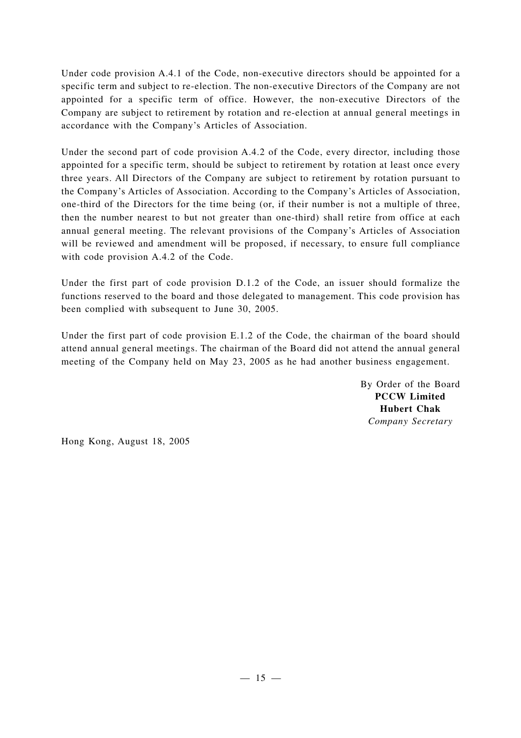Under code provision A.4.1 of the Code, non-executive directors should be appointed for a specific term and subject to re-election. The non-executive Directors of the Company are not appointed for a specific term of office. However, the non-executive Directors of the Company are subject to retirement by rotation and re-election at annual general meetings in accordance with the Company's Articles of Association.

Under the second part of code provision A.4.2 of the Code, every director, including those appointed for a specific term, should be subject to retirement by rotation at least once every three years. All Directors of the Company are subject to retirement by rotation pursuant to the Company's Articles of Association. According to the Company's Articles of Association, one-third of the Directors for the time being (or, if their number is not a multiple of three, then the number nearest to but not greater than one-third) shall retire from office at each annual general meeting. The relevant provisions of the Company's Articles of Association will be reviewed and amendment will be proposed, if necessary, to ensure full compliance with code provision A.4.2 of the Code.

Under the first part of code provision D.1.2 of the Code, an issuer should formalize the functions reserved to the board and those delegated to management. This code provision has been complied with subsequent to June 30, 2005.

Under the first part of code provision E.1.2 of the Code, the chairman of the board should attend annual general meetings. The chairman of the Board did not attend the annual general meeting of the Company held on May 23, 2005 as he had another business engagement.

By Order of the Board
**PCCW Limited**
**Hubert Chak**
*Company Secretary*

Hong Kong, August 18, 2005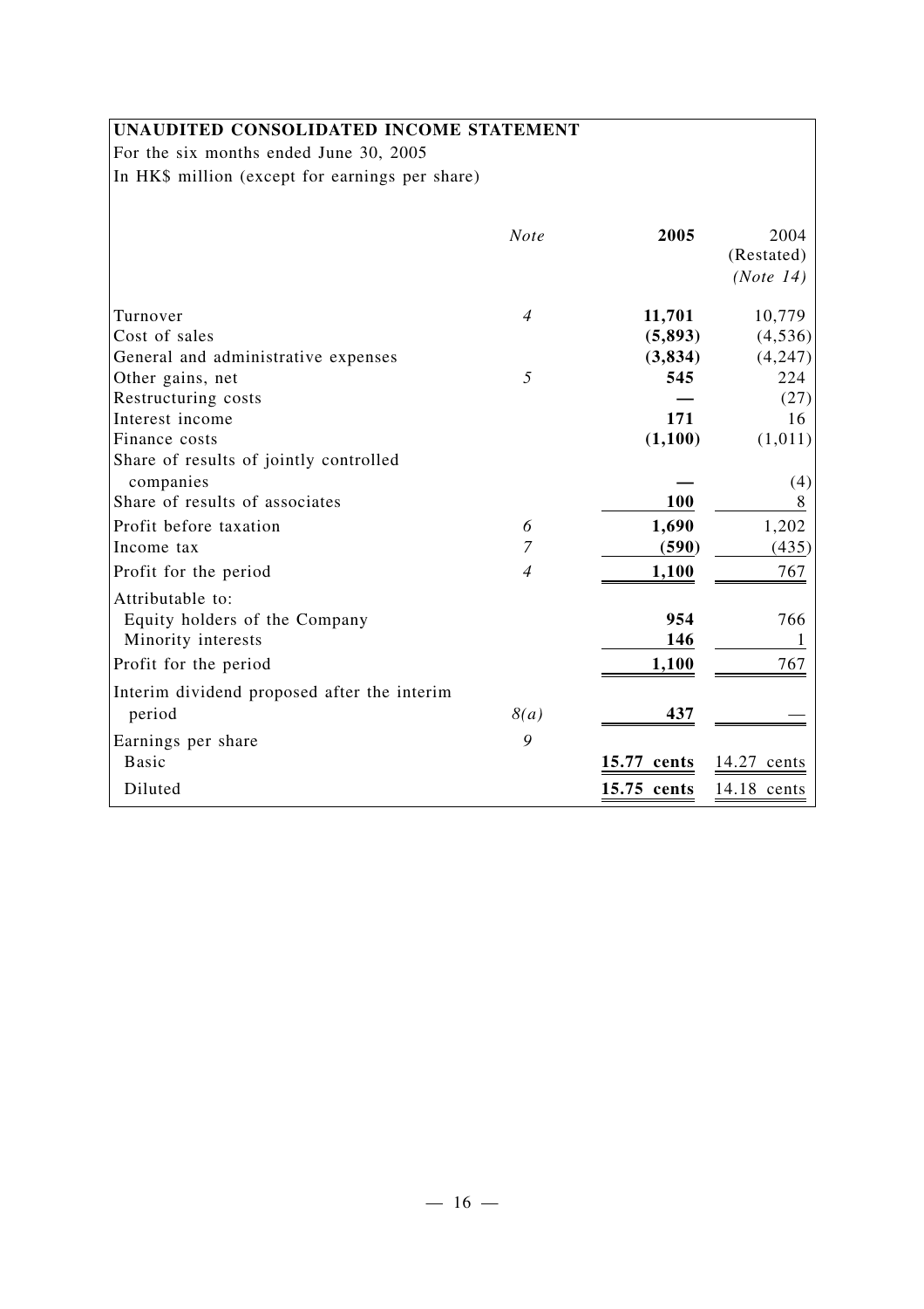## UNAUDITED CONSOLIDATED INCOME STATEMENT

For the six months ended June 30, 2005

In HK$ million (except for earnings per share)

| | *Note* | **2005** | 2004 (Restated) *(Note 14)* |
|---|---|---|---|
| Turnover | *4* | **11,701** | 10,779 |
| Cost of sales | | **(5,893)** | (4,536) |
| General and administrative expenses | | **(3,834)** | (4,247) |
| Other gains, net | *5* | **545** | 224 |
| Restructuring costs | | **—** | (27) |
| Interest income | | **171** | 16 |
| Finance costs | | **(1,100)** | (1,011) |
| Share of results of jointly controlled companies | | **—** | (4) |
| Share of results of associates | | **100** | 8 |
| Profit before taxation | *6* | **1,690** | 1,202 |
| Income tax | *7* | **(590)** | (435) |
| Profit for the period | *4* | **1,100** | 767 |
| Attributable to: | | | |
| Equity holders of the Company | | **954** | 766 |
| Minority interests | | **146** | 1 |
| Profit for the period | | **1,100** | 767 |
| Interim dividend proposed after the interim period | *8(a)* | **437** | — |
| Earnings per share | *9* | | |
| Basic | | **15.77 cents** | 14.27 cents |
| Diluted | | **15.75 cents** | 14.18 cents |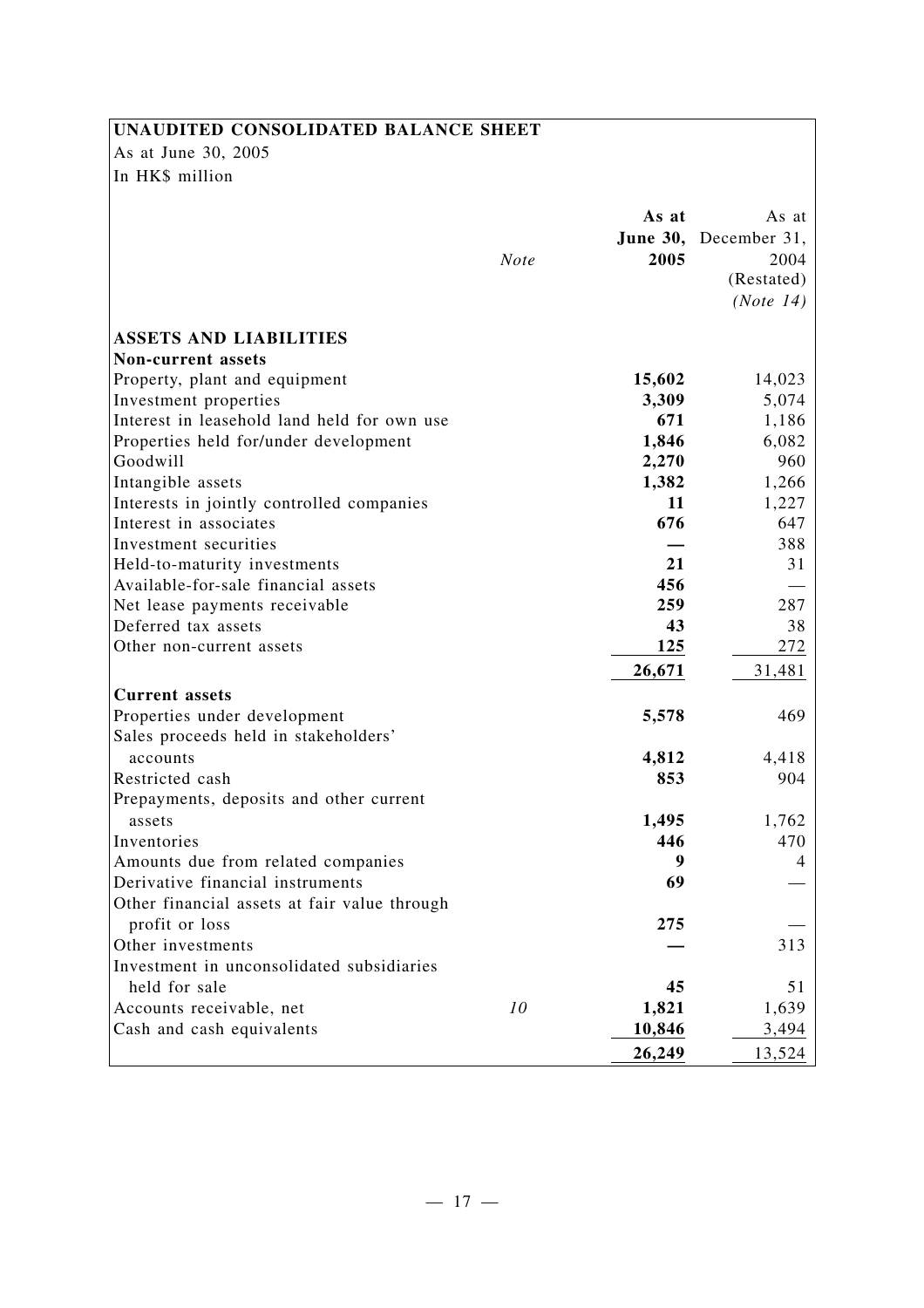**UNAUDITED CONSOLIDATED BALANCE SHEET**

As at June 30, 2005

In HK$ million

| | *Note* | **As at June 30, 2005** | As at December 31, 2004 (Restated) *(Note 14)* |
|---|---|---|---|
| **ASSETS AND LIABILITIES** | | | |
| **Non-current assets** | | | |
| Property, plant and equipment | | **15,602** | 14,023 |
| Investment properties | | **3,309** | 5,074 |
| Interest in leasehold land held for own use | | **671** | 1,186 |
| Properties held for/under development | | **1,846** | 6,082 |
| Goodwill | | **2,270** | 960 |
| Intangible assets | | **1,382** | 1,266 |
| Interests in jointly controlled companies | | **11** | 1,227 |
| Interest in associates | | **676** | 647 |
| Investment securities | | **—** | 388 |
| Held-to-maturity investments | | **21** | 31 |
| Available-for-sale financial assets | | **456** | — |
| Net lease payments receivable | | **259** | 287 |
| Deferred tax assets | | **43** | 38 |
| Other non-current assets | | **125** | 272 |
| | | **26,671** | 31,481 |
| **Current assets** | | | |
| Properties under development | | **5,578** | 469 |
| Sales proceeds held in stakeholders' accounts | | **4,812** | 4,418 |
| Restricted cash | | **853** | 904 |
| Prepayments, deposits and other current assets | | **1,495** | 1,762 |
| Inventories | | **446** | 470 |
| Amounts due from related companies | | **9** | 4 |
| Derivative financial instruments | | **69** | — |
| Other financial assets at fair value through profit or loss | | **275** | — |
| Other investments | | **—** | 313 |
| Investment in unconsolidated subsidiaries held for sale | | **45** | 51 |
| Accounts receivable, net | *10* | **1,821** | 1,639 |
| Cash and cash equivalents | | **10,846** | 3,494 |
| | | **26,249** | 13,524 |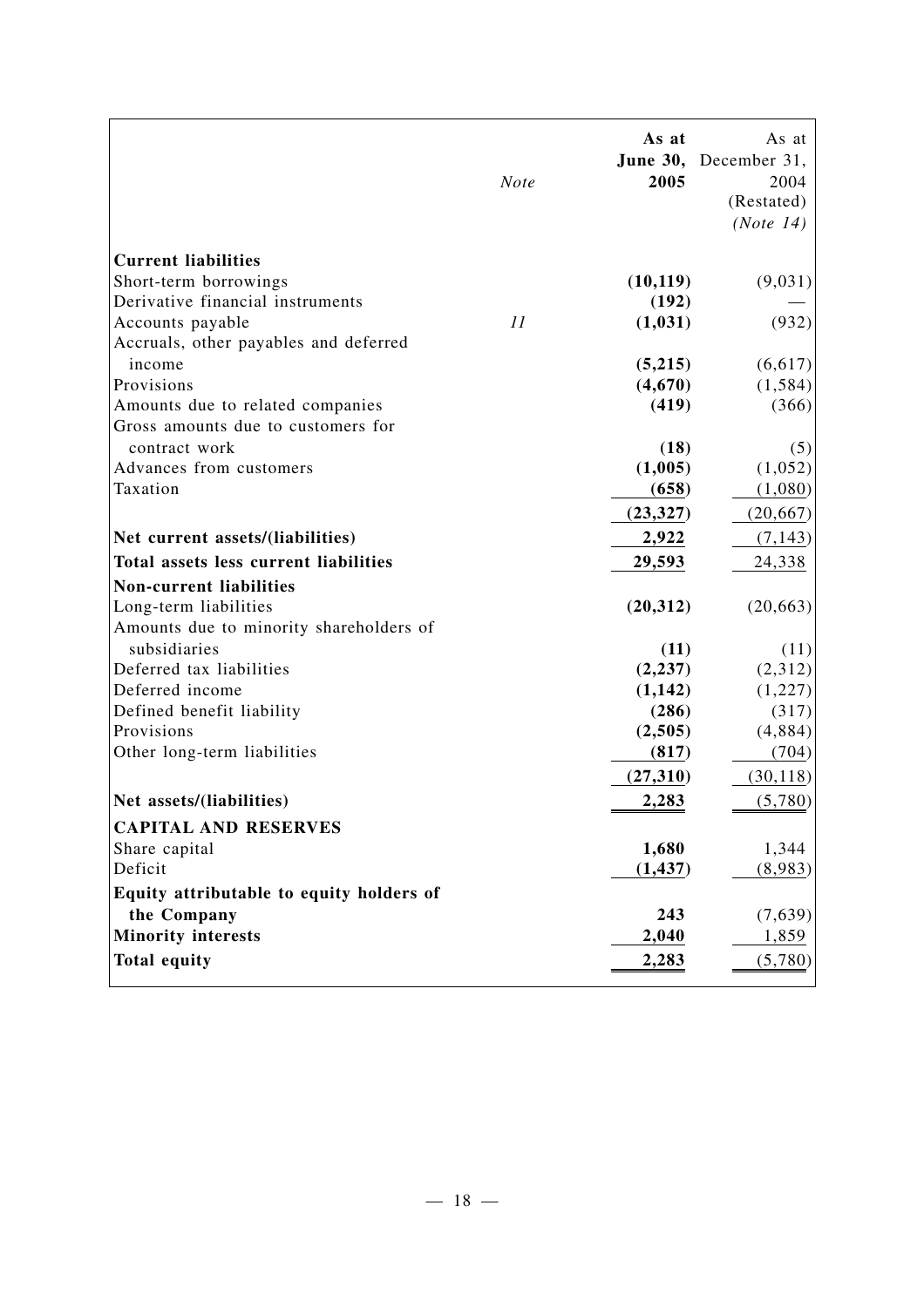| | Note | As at June 30, 2005 | As at December 31, 2004 (Restated) (Note 14) |
|---|---|---|---|
| **Current liabilities** | | | |
| Short-term borrowings | | **(10,119)** | (9,031) |
| Derivative financial instruments | | **(192)** | — |
| Accounts payable | *11* | **(1,031)** | (932) |
| Accruals, other payables and deferred income | | **(5,215)** | (6,617) |
| Provisions | | **(4,670)** | (1,584) |
| Amounts due to related companies | | **(419)** | (366) |
| Gross amounts due to customers for contract work | | **(18)** | (5) |
| Advances from customers | | **(1,005)** | (1,052) |
| Taxation | | **(658)** | (1,080) |
| | | **(23,327)** | (20,667) |
| **Net current assets/(liabilities)** | | **2,922** | (7,143) |
| **Total assets less current liabilities** | | **29,593** | 24,338 |
| **Non-current liabilities** | | | |
| Long-term liabilities | | **(20,312)** | (20,663) |
| Amounts due to minority shareholders of subsidiaries | | **(11)** | (11) |
| Deferred tax liabilities | | **(2,237)** | (2,312) |
| Deferred income | | **(1,142)** | (1,227) |
| Defined benefit liability | | **(286)** | (317) |
| Provisions | | **(2,505)** | (4,884) |
| Other long-term liabilities | | **(817)** | (704) |
| | | **(27,310)** | (30,118) |
| **Net assets/(liabilities)** | | **2,283** | (5,780) |
| **CAPITAL AND RESERVES** | | | |
| Share capital | | **1,680** | 1,344 |
| Deficit | | **(1,437)** | (8,983) |
| **Equity attributable to equity holders of the Company** | | **243** | (7,639) |
| **Minority interests** | | **2,040** | 1,859 |
| **Total equity** | | **2,283** | (5,780) |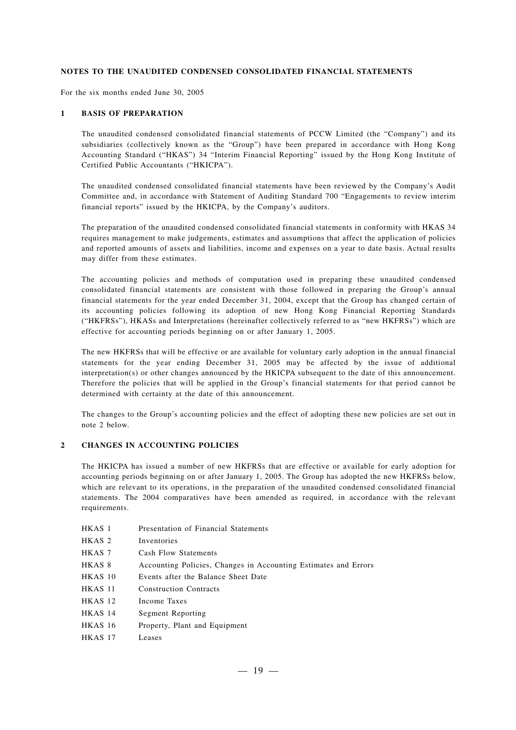## NOTES TO THE UNAUDITED CONDENSED CONSOLIDATED FINANCIAL STATEMENTS

For the six months ended June 30, 2005

### 1 BASIS OF PREPARATION

The unaudited condensed consolidated financial statements of PCCW Limited (the "Company") and its subsidiaries (collectively known as the "Group") have been prepared in accordance with Hong Kong Accounting Standard ("HKAS") 34 "Interim Financial Reporting" issued by the Hong Kong Institute of Certified Public Accountants ("HKICPA").

The unaudited condensed consolidated financial statements have been reviewed by the Company's Audit Committee and, in accordance with Statement of Auditing Standard 700 "Engagements to review interim financial reports" issued by the HKICPA, by the Company's auditors.

The preparation of the unaudited condensed consolidated financial statements in conformity with HKAS 34 requires management to make judgements, estimates and assumptions that affect the application of policies and reported amounts of assets and liabilities, income and expenses on a year to date basis. Actual results may differ from these estimates.

The accounting policies and methods of computation used in preparing these unaudited condensed consolidated financial statements are consistent with those followed in preparing the Group's annual financial statements for the year ended December 31, 2004, except that the Group has changed certain of its accounting policies following its adoption of new Hong Kong Financial Reporting Standards ("HKFRSs"), HKASs and Interpretations (hereinafter collectively referred to as "new HKFRSs") which are effective for accounting periods beginning on or after January 1, 2005.

The new HKFRSs that will be effective or are available for voluntary early adoption in the annual financial statements for the year ending December 31, 2005 may be affected by the issue of additional interpretation(s) or other changes announced by the HKICPA subsequent to the date of this announcement. Therefore the policies that will be applied in the Group's financial statements for that period cannot be determined with certainty at the date of this announcement.

The changes to the Group's accounting policies and the effect of adopting these new policies are set out in note 2 below.

### 2 CHANGES IN ACCOUNTING POLICIES

The HKICPA has issued a number of new HKFRSs that are effective or available for early adoption for accounting periods beginning on or after January 1, 2005. The Group has adopted the new HKFRSs below, which are relevant to its operations, in the preparation of the unaudited condensed consolidated financial statements. The 2004 comparatives have been amended as required, in accordance with the relevant requirements.

| | |
|---|---|
| HKAS 1 | Presentation of Financial Statements |
| HKAS 2 | Inventories |
| HKAS 7 | Cash Flow Statements |
| HKAS 8 | Accounting Policies, Changes in Accounting Estimates and Errors |
| HKAS 10 | Events after the Balance Sheet Date |
| HKAS 11 | Construction Contracts |
| HKAS 12 | Income Taxes |
| HKAS 14 | Segment Reporting |
| HKAS 16 | Property, Plant and Equipment |
| HKAS 17 | Leases |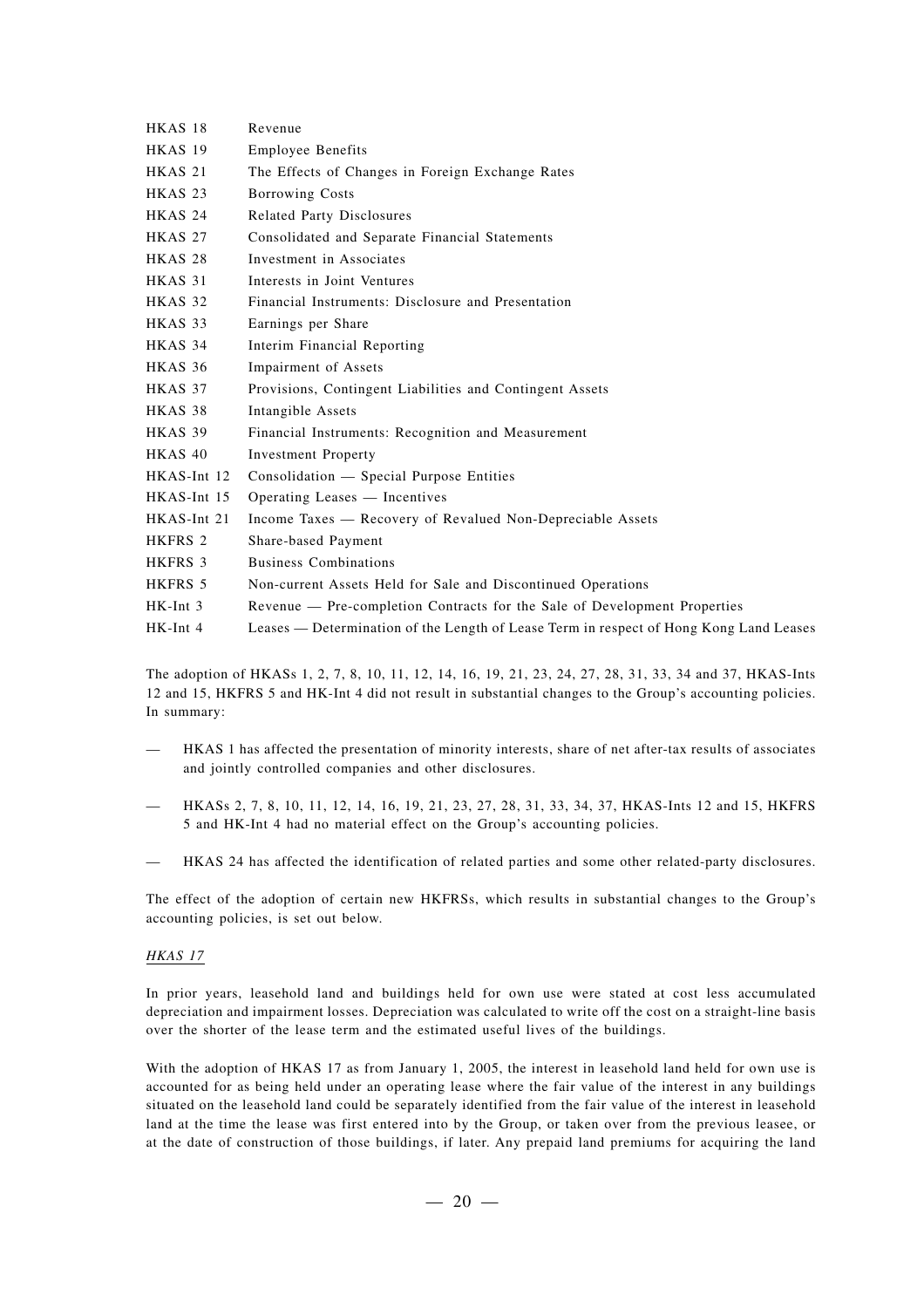| | |
|---|---|
| HKAS 18 | Revenue |
| HKAS 19 | Employee Benefits |
| HKAS 21 | The Effects of Changes in Foreign Exchange Rates |
| HKAS 23 | Borrowing Costs |
| HKAS 24 | Related Party Disclosures |
| HKAS 27 | Consolidated and Separate Financial Statements |
| HKAS 28 | Investment in Associates |
| HKAS 31 | Interests in Joint Ventures |
| HKAS 32 | Financial Instruments: Disclosure and Presentation |
| HKAS 33 | Earnings per Share |
| HKAS 34 | Interim Financial Reporting |
| HKAS 36 | Impairment of Assets |
| HKAS 37 | Provisions, Contingent Liabilities and Contingent Assets |
| HKAS 38 | Intangible Assets |
| HKAS 39 | Financial Instruments: Recognition and Measurement |
| HKAS 40 | Investment Property |
| HKAS-Int 12 | Consolidation — Special Purpose Entities |
| HKAS-Int 15 | Operating Leases — Incentives |
| HKAS-Int 21 | Income Taxes — Recovery of Revalued Non-Depreciable Assets |
| HKFRS 2 | Share-based Payment |
| HKFRS 3 | Business Combinations |
| HKFRS 5 | Non-current Assets Held for Sale and Discontinued Operations |
| HK-Int 3 | Revenue — Pre-completion Contracts for the Sale of Development Properties |
| HK-Int 4 | Leases — Determination of the Length of Lease Term in respect of Hong Kong Land Leases |

The adoption of HKASs 1, 2, 7, 8, 10, 11, 12, 14, 16, 19, 21, 23, 24, 27, 28, 31, 33, 34 and 37, HKAS-Ints 12 and 15, HKFRS 5 and HK-Int 4 did not result in substantial changes to the Group's accounting policies. In summary:

— HKAS 1 has affected the presentation of minority interests, share of net after-tax results of associates and jointly controlled companies and other disclosures.

— HKASs 2, 7, 8, 10, 11, 12, 14, 16, 19, 21, 23, 27, 28, 31, 33, 34, 37, HKAS-Ints 12 and 15, HKFRS 5 and HK-Int 4 had no material effect on the Group's accounting policies.

— HKAS 24 has affected the identification of related parties and some other related-party disclosures.

The effect of the adoption of certain new HKFRSs, which results in substantial changes to the Group's accounting policies, is set out below.

*HKAS 17*

In prior years, leasehold land and buildings held for own use were stated at cost less accumulated depreciation and impairment losses. Depreciation was calculated to write off the cost on a straight-line basis over the shorter of the lease term and the estimated useful lives of the buildings.

With the adoption of HKAS 17 as from January 1, 2005, the interest in leasehold land held for own use is accounted for as being held under an operating lease where the fair value of the interest in any buildings situated on the leasehold land could be separately identified from the fair value of the interest in leasehold land at the time the lease was first entered into by the Group, or taken over from the previous leasee, or at the date of construction of those buildings, if later. Any prepaid land premiums for acquiring the land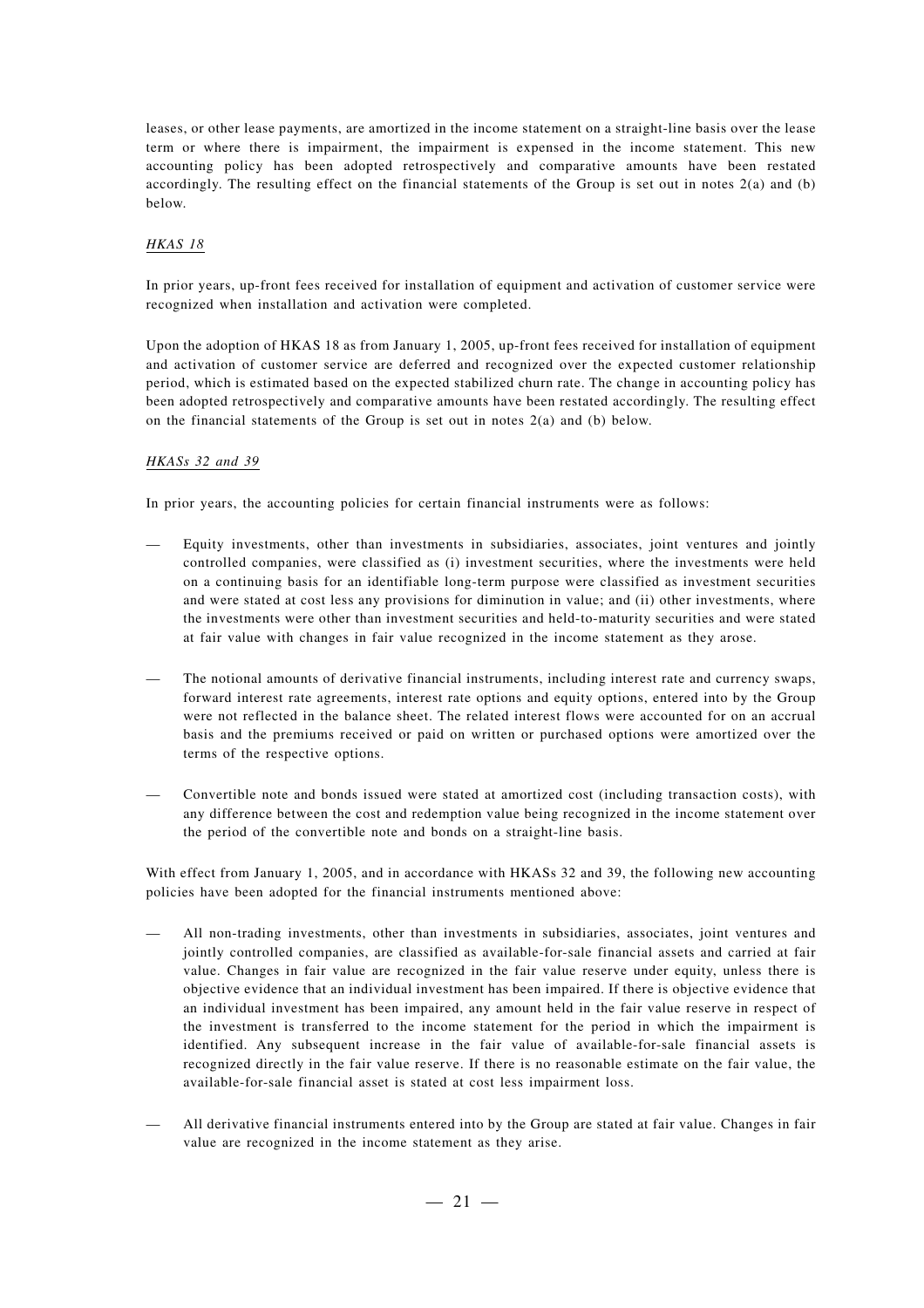leases, or other lease payments, are amortized in the income statement on a straight-line basis over the lease term or where there is impairment, the impairment is expensed in the income statement. This new accounting policy has been adopted retrospectively and comparative amounts have been restated accordingly. The resulting effect on the financial statements of the Group is set out in notes 2(a) and (b) below.

*HKAS 18*

In prior years, up-front fees received for installation of equipment and activation of customer service were recognized when installation and activation were completed.

Upon the adoption of HKAS 18 as from January 1, 2005, up-front fees received for installation of equipment and activation of customer service are deferred and recognized over the expected customer relationship period, which is estimated based on the expected stabilized churn rate. The change in accounting policy has been adopted retrospectively and comparative amounts have been restated accordingly. The resulting effect on the financial statements of the Group is set out in notes 2(a) and (b) below.

*HKASs 32 and 39*

In prior years, the accounting policies for certain financial instruments were as follows:

— Equity investments, other than investments in subsidiaries, associates, joint ventures and jointly controlled companies, were classified as (i) investment securities, where the investments were held on a continuing basis for an identifiable long-term purpose were classified as investment securities and were stated at cost less any provisions for diminution in value; and (ii) other investments, where the investments were other than investment securities and held-to-maturity securities and were stated at fair value with changes in fair value recognized in the income statement as they arose.

— The notional amounts of derivative financial instruments, including interest rate and currency swaps, forward interest rate agreements, interest rate options and equity options, entered into by the Group were not reflected in the balance sheet. The related interest flows were accounted for on an accrual basis and the premiums received or paid on written or purchased options were amortized over the terms of the respective options.

— Convertible note and bonds issued were stated at amortized cost (including transaction costs), with any difference between the cost and redemption value being recognized in the income statement over the period of the convertible note and bonds on a straight-line basis.

With effect from January 1, 2005, and in accordance with HKASs 32 and 39, the following new accounting policies have been adopted for the financial instruments mentioned above:

— All non-trading investments, other than investments in subsidiaries, associates, joint ventures and jointly controlled companies, are classified as available-for-sale financial assets and carried at fair value. Changes in fair value are recognized in the fair value reserve under equity, unless there is objective evidence that an individual investment has been impaired. If there is objective evidence that an individual investment has been impaired, any amount held in the fair value reserve in respect of the investment is transferred to the income statement for the period in which the impairment is identified. Any subsequent increase in the fair value of available-for-sale financial assets is recognized directly in the fair value reserve. If there is no reasonable estimate on the fair value, the available-for-sale financial asset is stated at cost less impairment loss.

— All derivative financial instruments entered into by the Group are stated at fair value. Changes in fair value are recognized in the income statement as they arise.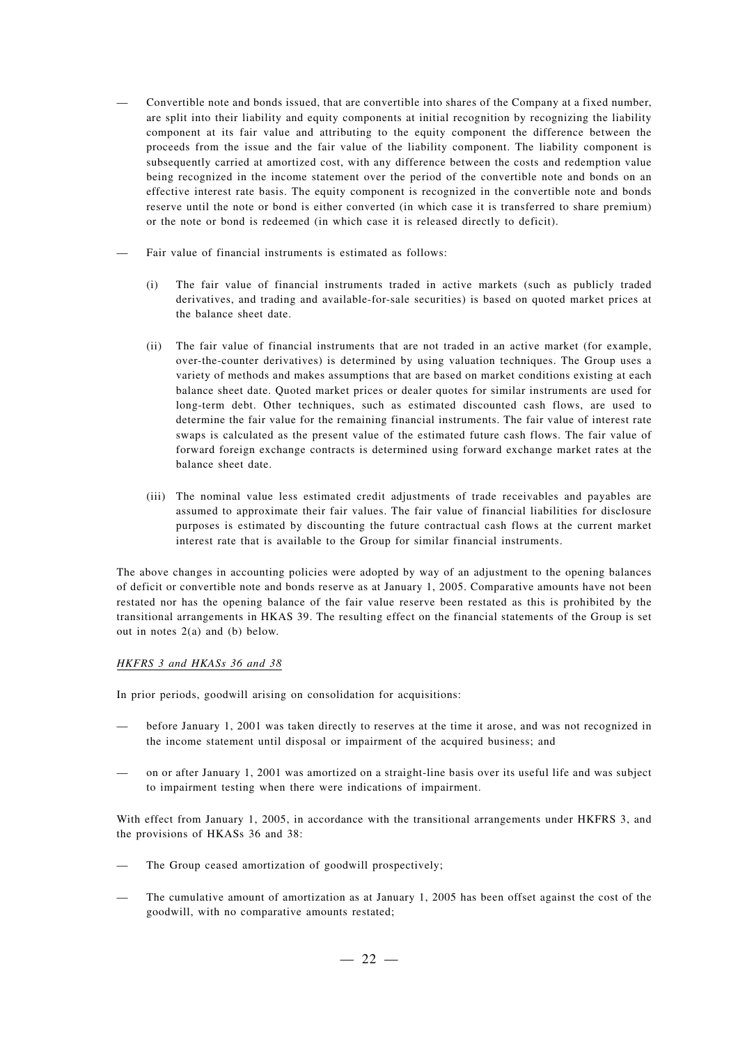- Convertible note and bonds issued, that are convertible into shares of the Company at a fixed number, are split into their liability and equity components at initial recognition by recognizing the liability component at its fair value and attributing to the equity component the difference between the proceeds from the issue and the fair value of the liability component. The liability component is subsequently carried at amortized cost, with any difference between the costs and redemption value being recognized in the income statement over the period of the convertible note and bonds on an effective interest rate basis. The equity component is recognized in the convertible note and bonds reserve until the note or bond is either converted (in which case it is transferred to share premium) or the note or bond is redeemed (in which case it is released directly to deficit).

- Fair value of financial instruments is estimated as follows:

  (i) The fair value of financial instruments traded in active markets (such as publicly traded derivatives, and trading and available-for-sale securities) is based on quoted market prices at the balance sheet date.

  (ii) The fair value of financial instruments that are not traded in an active market (for example, over-the-counter derivatives) is determined by using valuation techniques. The Group uses a variety of methods and makes assumptions that are based on market conditions existing at each balance sheet date. Quoted market prices or dealer quotes for similar instruments are used for long-term debt. Other techniques, such as estimated discounted cash flows, are used to determine the fair value for the remaining financial instruments. The fair value of interest rate swaps is calculated as the present value of the estimated future cash flows. The fair value of forward foreign exchange contracts is determined using forward exchange market rates at the balance sheet date.

  (iii) The nominal value less estimated credit adjustments of trade receivables and payables are assumed to approximate their fair values. The fair value of financial liabilities for disclosure purposes is estimated by discounting the future contractual cash flows at the current market interest rate that is available to the Group for similar financial instruments.

The above changes in accounting policies were adopted by way of an adjustment to the opening balances of deficit or convertible note and bonds reserve as at January 1, 2005. Comparative amounts have not been restated nor has the opening balance of the fair value reserve been restated as this is prohibited by the transitional arrangements in HKAS 39. The resulting effect on the financial statements of the Group is set out in notes 2(a) and (b) below.

*HKFRS 3 and HKASs 36 and 38*

In prior periods, goodwill arising on consolidation for acquisitions:

- before January 1, 2001 was taken directly to reserves at the time it arose, and was not recognized in the income statement until disposal or impairment of the acquired business; and

- on or after January 1, 2001 was amortized on a straight-line basis over its useful life and was subject to impairment testing when there were indications of impairment.

With effect from January 1, 2005, in accordance with the transitional arrangements under HKFRS 3, and the provisions of HKASs 36 and 38:

- The Group ceased amortization of goodwill prospectively;

- The cumulative amount of amortization as at January 1, 2005 has been offset against the cost of the goodwill, with no comparative amounts restated;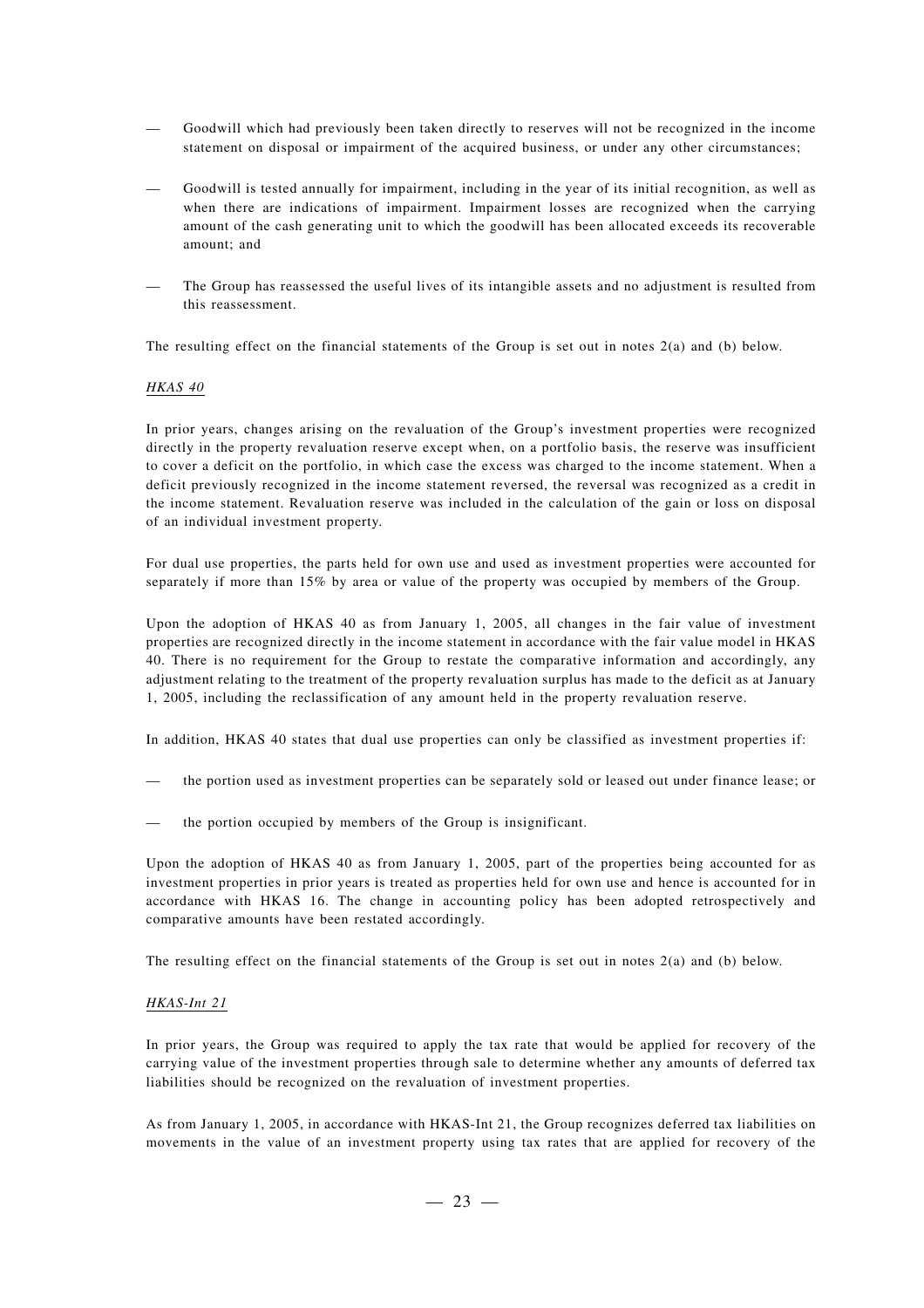- Goodwill which had previously been taken directly to reserves will not be recognized in the income statement on disposal or impairment of the acquired business, or under any other circumstances;

- Goodwill is tested annually for impairment, including in the year of its initial recognition, as well as when there are indications of impairment. Impairment losses are recognized when the carrying amount of the cash generating unit to which the goodwill has been allocated exceeds its recoverable amount; and

- The Group has reassessed the useful lives of its intangible assets and no adjustment is resulted from this reassessment.

The resulting effect on the financial statements of the Group is set out in notes 2(a) and (b) below.

*HKAS 40*

In prior years, changes arising on the revaluation of the Group's investment properties were recognized directly in the property revaluation reserve except when, on a portfolio basis, the reserve was insufficient to cover a deficit on the portfolio, in which case the excess was charged to the income statement. When a deficit previously recognized in the income statement reversed, the reversal was recognized as a credit in the income statement. Revaluation reserve was included in the calculation of the gain or loss on disposal of an individual investment property.

For dual use properties, the parts held for own use and used as investment properties were accounted for separately if more than 15% by area or value of the property was occupied by members of the Group.

Upon the adoption of HKAS 40 as from January 1, 2005, all changes in the fair value of investment properties are recognized directly in the income statement in accordance with the fair value model in HKAS 40. There is no requirement for the Group to restate the comparative information and accordingly, any adjustment relating to the treatment of the property revaluation surplus has made to the deficit as at January 1, 2005, including the reclassification of any amount held in the property revaluation reserve.

In addition, HKAS 40 states that dual use properties can only be classified as investment properties if:

- the portion used as investment properties can be separately sold or leased out under finance lease; or

- the portion occupied by members of the Group is insignificant.

Upon the adoption of HKAS 40 as from January 1, 2005, part of the properties being accounted for as investment properties in prior years is treated as properties held for own use and hence is accounted for in accordance with HKAS 16. The change in accounting policy has been adopted retrospectively and comparative amounts have been restated accordingly.

The resulting effect on the financial statements of the Group is set out in notes 2(a) and (b) below.

*HKAS-Int 21*

In prior years, the Group was required to apply the tax rate that would be applied for recovery of the carrying value of the investment properties through sale to determine whether any amounts of deferred tax liabilities should be recognized on the revaluation of investment properties.

As from January 1, 2005, in accordance with HKAS-Int 21, the Group recognizes deferred tax liabilities on movements in the value of an investment property using tax rates that are applied for recovery of the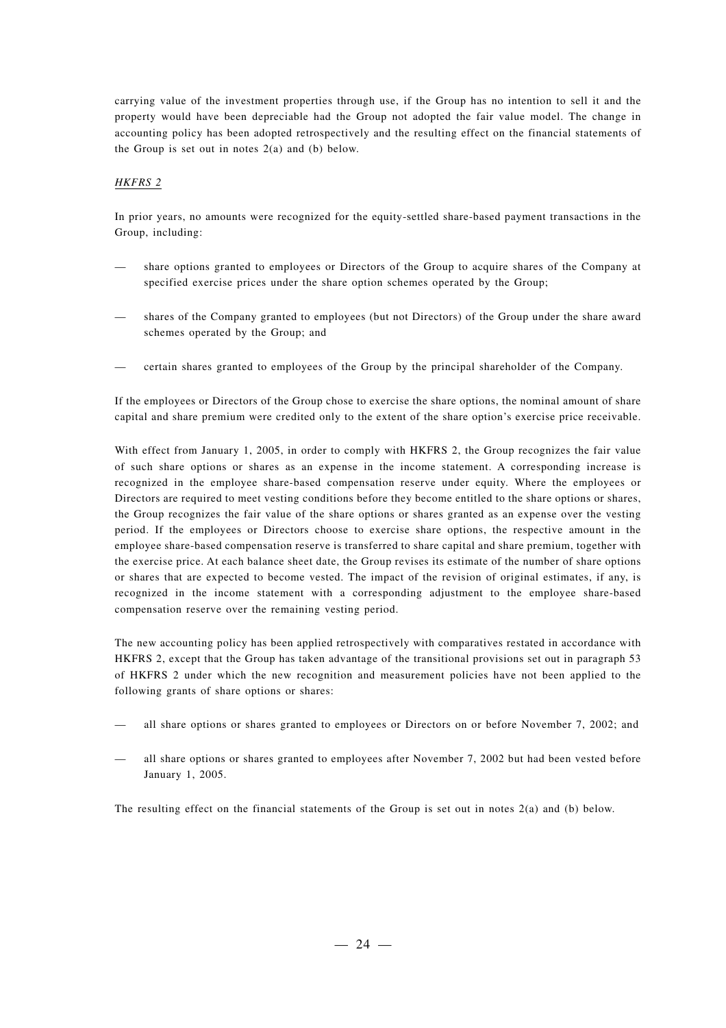carrying value of the investment properties through use, if the Group has no intention to sell it and the property would have been depreciable had the Group not adopted the fair value model. The change in accounting policy has been adopted retrospectively and the resulting effect on the financial statements of the Group is set out in notes 2(a) and (b) below.

*HKFRS 2*

In prior years, no amounts were recognized for the equity-settled share-based payment transactions in the Group, including:

— share options granted to employees or Directors of the Group to acquire shares of the Company at specified exercise prices under the share option schemes operated by the Group;

— shares of the Company granted to employees (but not Directors) of the Group under the share award schemes operated by the Group; and

— certain shares granted to employees of the Group by the principal shareholder of the Company.

If the employees or Directors of the Group chose to exercise the share options, the nominal amount of share capital and share premium were credited only to the extent of the share option's exercise price receivable.

With effect from January 1, 2005, in order to comply with HKFRS 2, the Group recognizes the fair value of such share options or shares as an expense in the income statement. A corresponding increase is recognized in the employee share-based compensation reserve under equity. Where the employees or Directors are required to meet vesting conditions before they become entitled to the share options or shares, the Group recognizes the fair value of the share options or shares granted as an expense over the vesting period. If the employees or Directors choose to exercise share options, the respective amount in the employee share-based compensation reserve is transferred to share capital and share premium, together with the exercise price. At each balance sheet date, the Group revises its estimate of the number of share options or shares that are expected to become vested. The impact of the revision of original estimates, if any, is recognized in the income statement with a corresponding adjustment to the employee share-based compensation reserve over the remaining vesting period.

The new accounting policy has been applied retrospectively with comparatives restated in accordance with HKFRS 2, except that the Group has taken advantage of the transitional provisions set out in paragraph 53 of HKFRS 2 under which the new recognition and measurement policies have not been applied to the following grants of share options or shares:

— all share options or shares granted to employees or Directors on or before November 7, 2002; and

— all share options or shares granted to employees after November 7, 2002 but had been vested before January 1, 2005.

The resulting effect on the financial statements of the Group is set out in notes 2(a) and (b) below.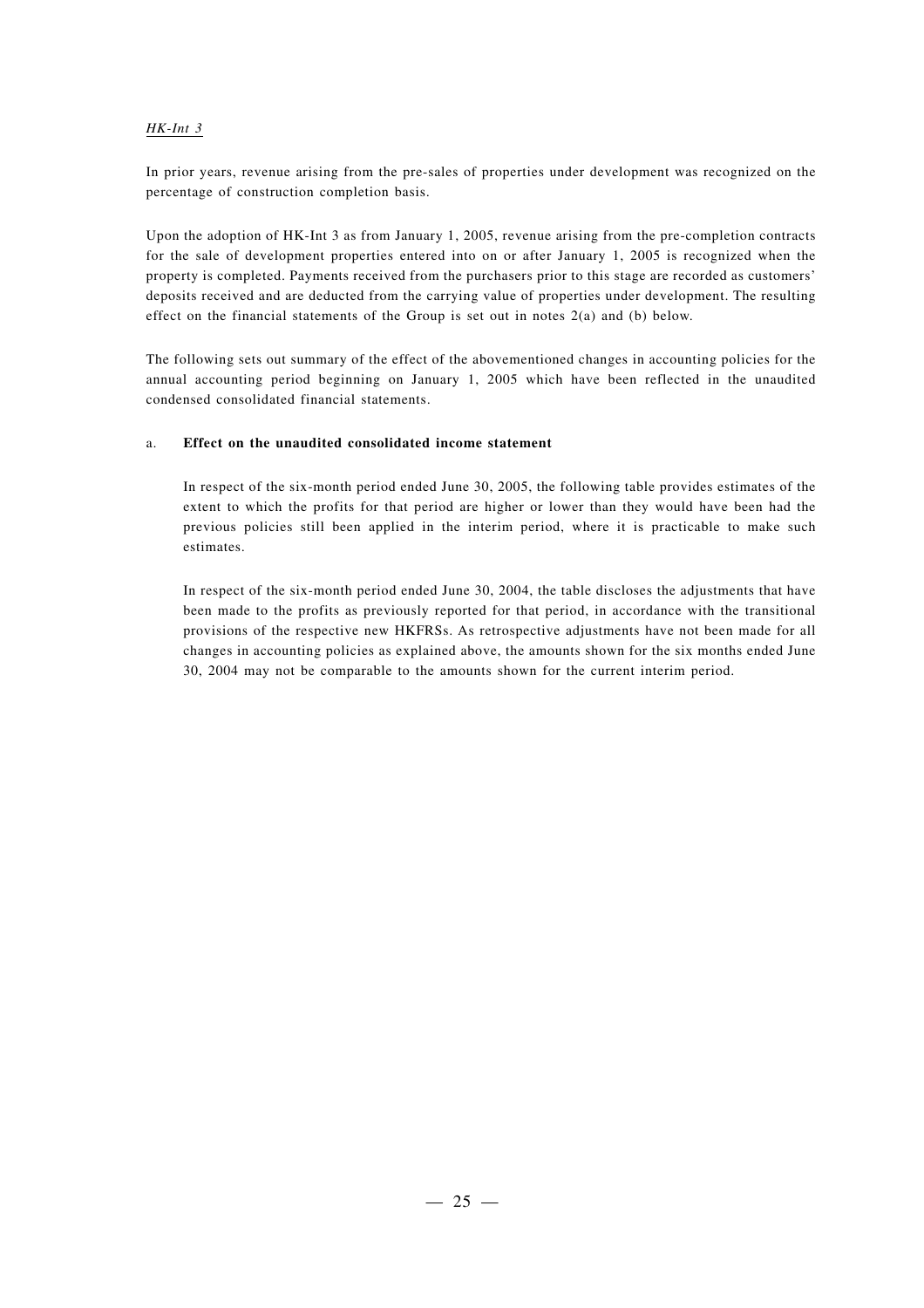*HK-Int 3*

In prior years, revenue arising from the pre-sales of properties under development was recognized on the percentage of construction completion basis.

Upon the adoption of HK-Int 3 as from January 1, 2005, revenue arising from the pre-completion contracts for the sale of development properties entered into on or after January 1, 2005 is recognized when the property is completed. Payments received from the purchasers prior to this stage are recorded as customers' deposits received and are deducted from the carrying value of properties under development. The resulting effect on the financial statements of the Group is set out in notes 2(a) and (b) below.

The following sets out summary of the effect of the abovementioned changes in accounting policies for the annual accounting period beginning on January 1, 2005 which have been reflected in the unaudited condensed consolidated financial statements.

a. **Effect on the unaudited consolidated income statement**

In respect of the six-month period ended June 30, 2005, the following table provides estimates of the extent to which the profits for that period are higher or lower than they would have been had the previous policies still been applied in the interim period, where it is practicable to make such estimates.

In respect of the six-month period ended June 30, 2004, the table discloses the adjustments that have been made to the profits as previously reported for that period, in accordance with the transitional provisions of the respective new HKFRSs. As retrospective adjustments have not been made for all changes in accounting policies as explained above, the amounts shown for the six months ended June 30, 2004 may not be comparable to the amounts shown for the current interim period.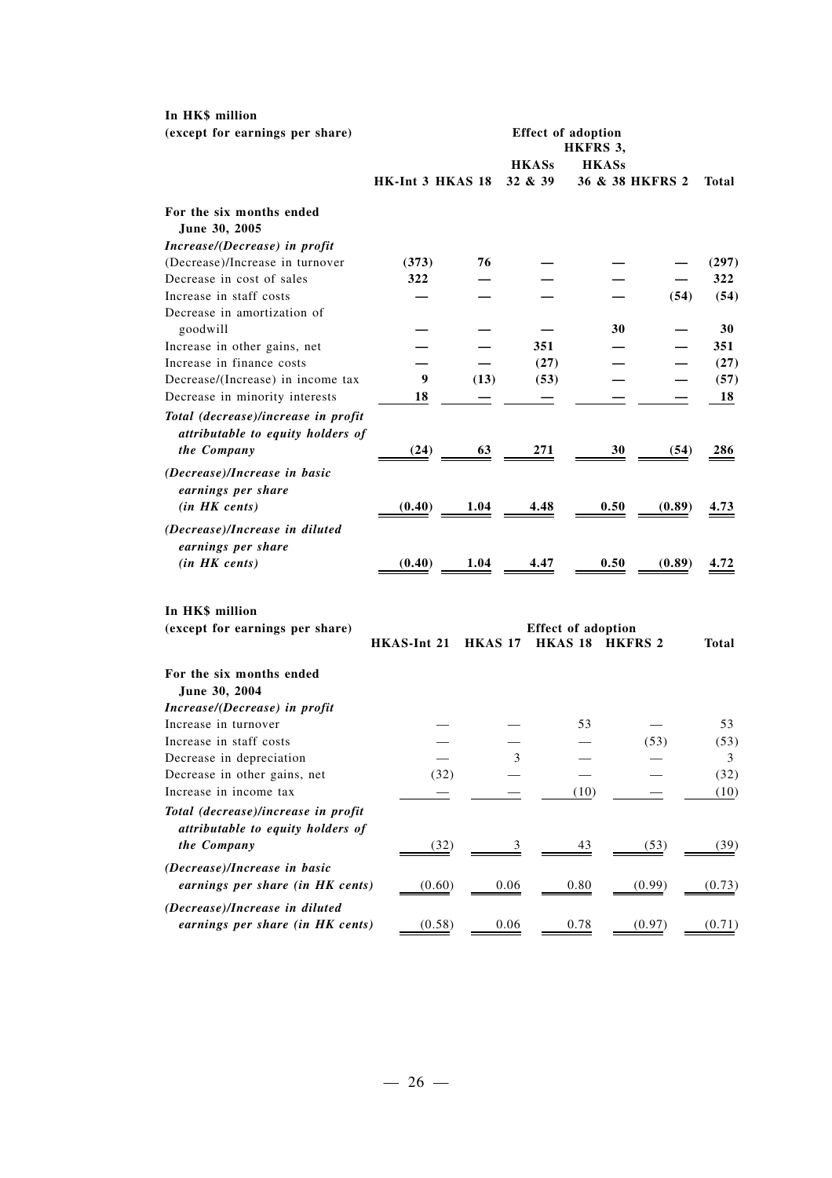| In HK$ million (except for earnings per share) | Effect of adoption | | | | | |
|---|---|---|---|---|---|---|
| | HK-Int 3 | HKAS 18 | HKASs 32 & 39 | HKFRS 3, HKASs 36 & 38 | HKFRS 2 | Total |
| **For the six months ended June 30, 2005** | | | | | | |
| ***Increase/(Decrease) in profit*** | | | | | | |
| (Decrease)/Increase in turnover | **(373)** | **76** | **—** | **—** | **—** | **(297)** |
| Decrease in cost of sales | **322** | **—** | **—** | **—** | **—** | **322** |
| Increase in staff costs | **—** | **—** | **—** | **—** | **(54)** | **(54)** |
| Decrease in amortization of goodwill | **—** | **—** | **—** | **30** | **—** | **30** |
| Increase in other gains, net | **—** | **—** | **351** | **—** | **—** | **351** |
| Increase in finance costs | **—** | **—** | **(27)** | **—** | **—** | **(27)** |
| Decrease/(Increase) in income tax | **9** | **(13)** | **(53)** | **—** | **—** | **(57)** |
| Decrease in minority interests | **18** | **—** | **—** | **—** | **—** | **18** |
| ***Total (decrease)/increase in profit attributable to equity holders of the Company*** | **(24)** | **63** | **271** | **30** | **(54)** | **286** |
| ***(Decrease)/Increase in basic earnings per share (in HK cents)*** | **(0.40)** | **1.04** | **4.48** | **0.50** | **(0.89)** | **4.73** |
| ***(Decrease)/Increase in diluted earnings per share (in HK cents)*** | **(0.40)** | **1.04** | **4.47** | **0.50** | **(0.89)** | **4.72** |

| In HK$ million (except for earnings per share) | Effect of adoption | | | | |
|---|---|---|---|---|---|
| | HKAS-Int 21 | HKAS 17 | HKAS 18 | HKFRS 2 | Total |
| **For the six months ended June 30, 2004** | | | | | |
| ***Increase/(Decrease) in profit*** | | | | | |
| Increase in turnover | — | — | 53 | — | 53 |
| Increase in staff costs | — | — | — | (53) | (53) |
| Decrease in depreciation | — | 3 | — | — | 3 |
| Decrease in other gains, net | (32) | — | — | — | (32) |
| Increase in income tax | — | — | (10) | — | (10) |
| ***Total (decrease)/increase in profit attributable to equity holders of the Company*** | (32) | 3 | 43 | (53) | (39) |
| ***(Decrease)/Increase in basic earnings per share (in HK cents)*** | (0.60) | 0.06 | 0.80 | (0.99) | (0.73) |
| ***(Decrease)/Increase in diluted earnings per share (in HK cents)*** | (0.58) | 0.06 | 0.78 | (0.97) | (0.71) |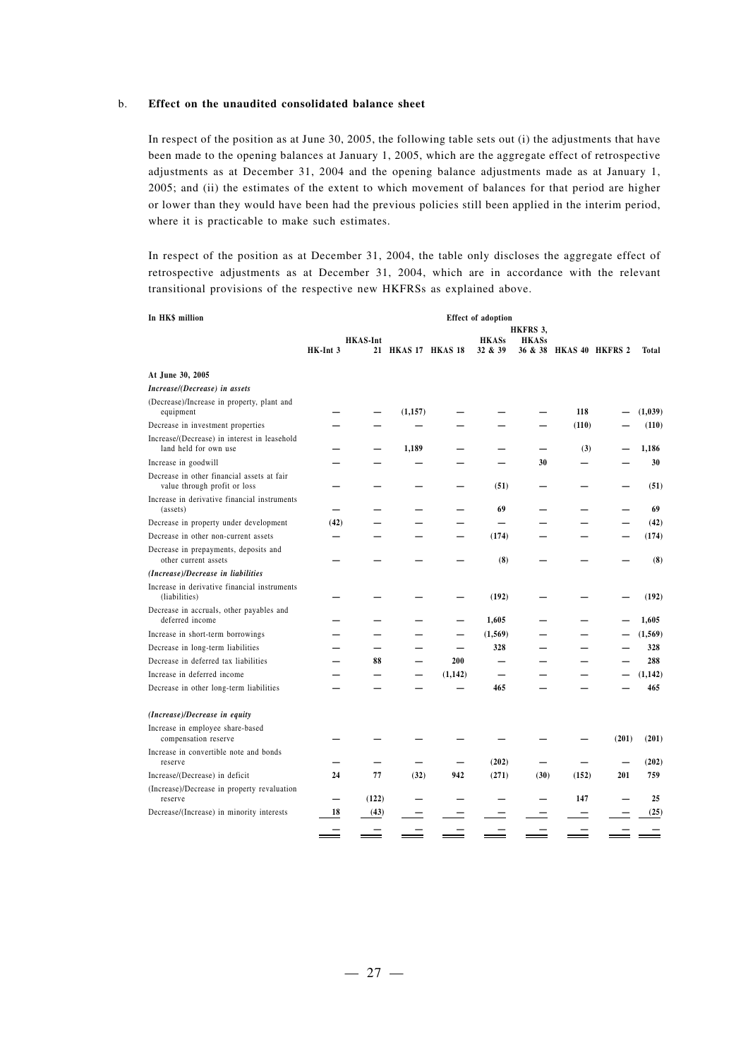b. **Effect on the unaudited consolidated balance sheet**

In respect of the position as at June 30, 2005, the following table sets out (i) the adjustments that have been made to the opening balances at January 1, 2005, which are the aggregate effect of retrospective adjustments as at December 31, 2004 and the opening balance adjustments made as at January 1, 2005; and (ii) the estimates of the extent to which movement of balances for that period are higher or lower than they would have been had the previous policies still been applied in the interim period, where it is practicable to make such estimates.

In respect of the position as at December 31, 2004, the table only discloses the aggregate effect of retrospective adjustments as at December 31, 2004, which are in accordance with the relevant transitional provisions of the respective new HKFRSs as explained above.

| In HK$ million | Effect of adoption | | | | | | | | |
|---|---|---|---|---|---|---|---|---|---|
| | HK-Int 3 | HKAS-Int 21 | HKAS 17 | HKAS 18 | HKASs 32 & 39 | HKFRS 3, HKASs 36 & 38 | HKAS 40 | HKFRS 2 | Total |
| **At June 30, 2005** | | | | | | | | | |
| ***Increase/(Decrease) in assets*** | | | | | | | | | |
| (Decrease)/Increase in property, plant and equipment | — | — | (1,157) | — | — | — | 118 | — | (1,039) |
| Decrease in investment properties | — | — | — | — | — | — | (110) | — | (110) |
| Increase/(Decrease) in interest in leasehold land held for own use | — | — | 1,189 | — | — | — | (3) | — | 1,186 |
| Increase in goodwill | — | — | — | — | — | 30 | — | — | 30 |
| Decrease in other financial assets at fair value through profit or loss | — | — | — | — | (51) | — | — | — | (51) |
| Increase in derivative financial instruments (assets) | — | — | — | — | 69 | — | — | — | 69 |
| Decrease in property under development | (42) | — | — | — | — | — | — | — | (42) |
| Decrease in other non-current assets | — | — | — | — | (174) | — | — | — | (174) |
| Decrease in prepayments, deposits and other current assets | — | — | — | — | (8) | — | — | — | (8) |
| ***(Increase)/Decrease in liabilities*** | | | | | | | | | |
| Increase in derivative financial instruments (liabilities) | — | — | — | — | (192) | — | — | — | (192) |
| Decrease in accruals, other payables and deferred income | — | — | — | — | 1,605 | — | — | — | 1,605 |
| Increase in short-term borrowings | — | — | — | — | (1,569) | — | — | — | (1,569) |
| Decrease in long-term liabilities | — | — | — | — | 328 | — | — | — | 328 |
| Decrease in deferred tax liabilities | — | 88 | — | 200 | — | — | — | — | 288 |
| Increase in deferred income | — | — | — | (1,142) | — | — | — | — | (1,142) |
| Decrease in other long-term liabilities | — | — | — | — | 465 | — | — | — | 465 |
| ***(Increase)/Decrease in equity*** | | | | | | | | | |
| Increase in employee share-based compensation reserve | — | — | — | — | — | — | — | (201) | (201) |
| Increase in convertible note and bonds reserve | — | — | — | — | (202) | — | — | — | (202) |
| Increase/(Decrease) in deficit | 24 | 77 | (32) | 942 | (271) | (30) | (152) | 201 | 759 |
| (Increase)/Decrease in property revaluation reserve | — | (122) | — | — | — | — | 147 | — | 25 |
| Decrease/(Increase) in minority interests | 18 | (43) | — | — | — | — | — | — | (25) |
| | — | — | — | — | — | — | — | — | — |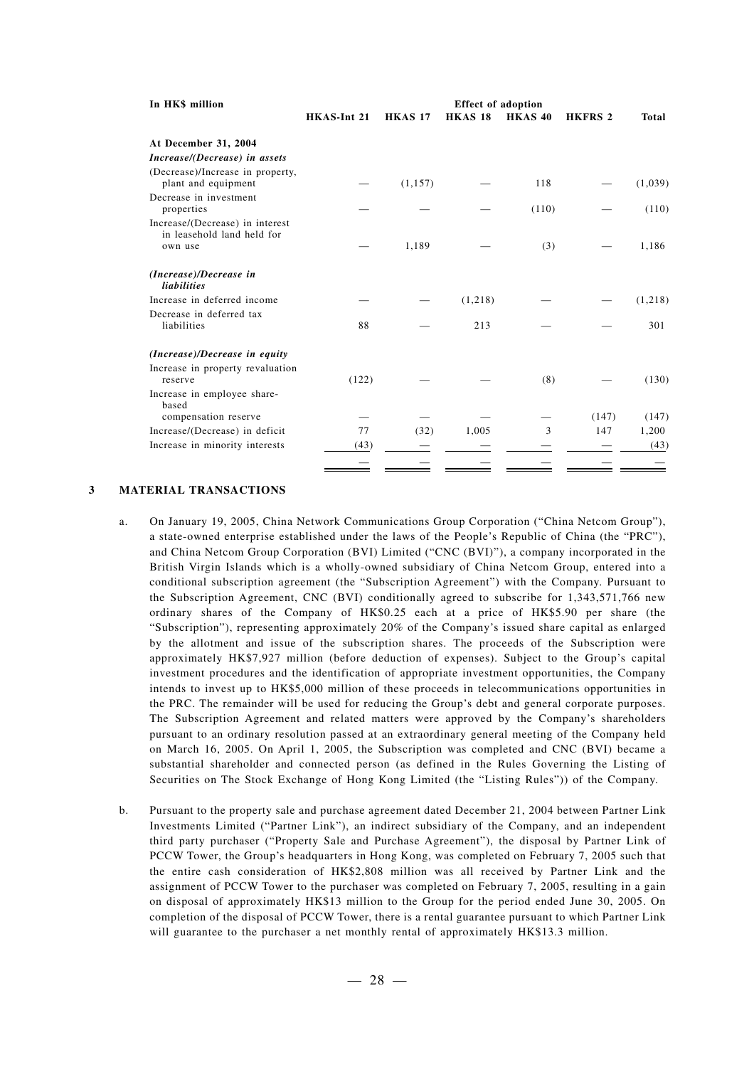| In HK$ million | Effect of adoption | | | | | |
|---|---|---|---|---|---|---|
| | HKAS-Int 21 | HKAS 17 | HKAS 18 | HKAS 40 | HKFRS 2 | Total |
| **At December 31, 2004** | | | | | | |
| ***Increase/(Decrease) in assets*** | | | | | | |
| (Decrease)/Increase in property, plant and equipment | — | (1,157) | — | 118 | — | (1,039) |
| Decrease in investment properties | — | — | — | (110) | — | (110) |
| Increase/(Decrease) in interest in leasehold land held for own use | — | 1,189 | — | (3) | — | 1,186 |
| ***(Increase)/Decrease in liabilities*** | | | | | | |
| Increase in deferred income | — | — | (1,218) | — | — | (1,218) |
| Decrease in deferred tax liabilities | 88 | — | 213 | — | — | 301 |
| ***(Increase)/Decrease in equity*** | | | | | | |
| Increase in property revaluation reserve | (122) | — | — | (8) | — | (130) |
| Increase in employee share-based compensation reserve | — | — | — | — | (147) | (147) |
| Increase/(Decrease) in deficit | 77 | (32) | 1,005 | 3 | 147 | 1,200 |
| Increase in minority interests | (43) | — | — | — | — | (43) |
| | — | — | — | — | — | — |

## 3 MATERIAL TRANSACTIONS

a. On January 19, 2005, China Network Communications Group Corporation ("China Netcom Group"), a state-owned enterprise established under the laws of the People's Republic of China (the "PRC"), and China Netcom Group Corporation (BVI) Limited ("CNC (BVI)"), a company incorporated in the British Virgin Islands which is a wholly-owned subsidiary of China Netcom Group, entered into a conditional subscription agreement (the "Subscription Agreement") with the Company. Pursuant to the Subscription Agreement, CNC (BVI) conditionally agreed to subscribe for 1,343,571,766 new ordinary shares of the Company of HK$0.25 each at a price of HK$5.90 per share (the "Subscription"), representing approximately 20% of the Company's issued share capital as enlarged by the allotment and issue of the subscription shares. The proceeds of the Subscription were approximately HK$7,927 million (before deduction of expenses). Subject to the Group's capital investment procedures and the identification of appropriate investment opportunities, the Company intends to invest up to HK$5,000 million of these proceeds in telecommunications opportunities in the PRC. The remainder will be used for reducing the Group's debt and general corporate purposes. The Subscription Agreement and related matters were approved by the Company's shareholders pursuant to an ordinary resolution passed at an extraordinary general meeting of the Company held on March 16, 2005. On April 1, 2005, the Subscription was completed and CNC (BVI) became a substantial shareholder and connected person (as defined in the Rules Governing the Listing of Securities on The Stock Exchange of Hong Kong Limited (the "Listing Rules")) of the Company.

b. Pursuant to the property sale and purchase agreement dated December 21, 2004 between Partner Link Investments Limited ("Partner Link"), an indirect subsidiary of the Company, and an independent third party purchaser ("Property Sale and Purchase Agreement"), the disposal by Partner Link of PCCW Tower, the Group's headquarters in Hong Kong, was completed on February 7, 2005 such that the entire cash consideration of HK$2,808 million was all received by Partner Link and the assignment of PCCW Tower to the purchaser was completed on February 7, 2005, resulting in a gain on disposal of approximately HK$13 million to the Group for the period ended June 30, 2005. On completion of the disposal of PCCW Tower, there is a rental guarantee pursuant to which Partner Link will guarantee to the purchaser a net monthly rental of approximately HK$13.3 million.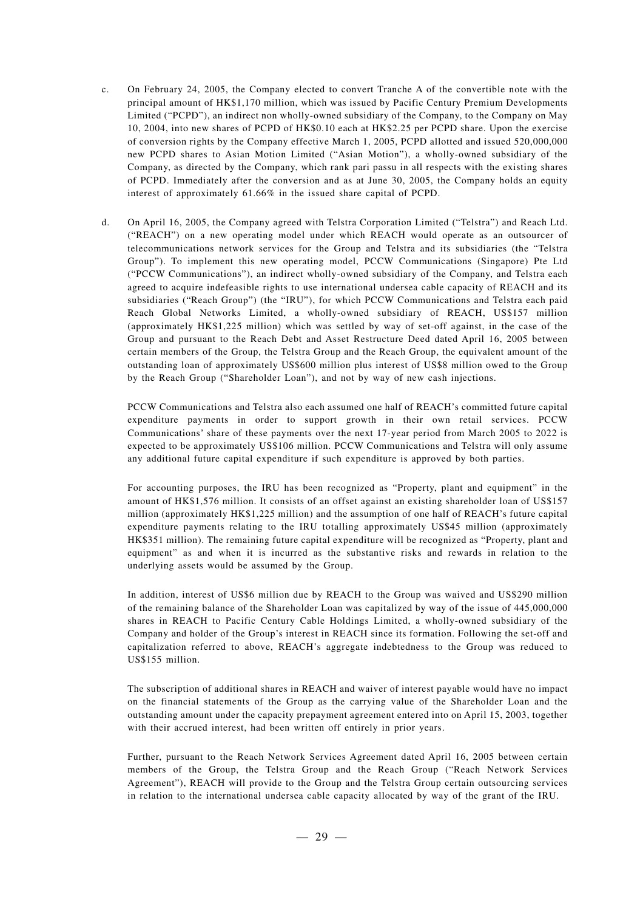c. On February 24, 2005, the Company elected to convert Tranche A of the convertible note with the principal amount of HK$1,170 million, which was issued by Pacific Century Premium Developments Limited ("PCPD"), an indirect non wholly-owned subsidiary of the Company, to the Company on May 10, 2004, into new shares of PCPD of HK$0.10 each at HK$2.25 per PCPD share. Upon the exercise of conversion rights by the Company effective March 1, 2005, PCPD allotted and issued 520,000,000 new PCPD shares to Asian Motion Limited ("Asian Motion"), a wholly-owned subsidiary of the Company, as directed by the Company, which rank pari passu in all respects with the existing shares of PCPD. Immediately after the conversion and as at June 30, 2005, the Company holds an equity interest of approximately 61.66% in the issued share capital of PCPD.

d. On April 16, 2005, the Company agreed with Telstra Corporation Limited ("Telstra") and Reach Ltd. ("REACH") on a new operating model under which REACH would operate as an outsourcer of telecommunications network services for the Group and Telstra and its subsidiaries (the "Telstra Group"). To implement this new operating model, PCCW Communications (Singapore) Pte Ltd ("PCCW Communications"), an indirect wholly-owned subsidiary of the Company, and Telstra each agreed to acquire indefeasible rights to use international undersea cable capacity of REACH and its subsidiaries ("Reach Group") (the "IRU"), for which PCCW Communications and Telstra each paid Reach Global Networks Limited, a wholly-owned subsidiary of REACH, US$157 million (approximately HK$1,225 million) which was settled by way of set-off against, in the case of the Group and pursuant to the Reach Debt and Asset Restructure Deed dated April 16, 2005 between certain members of the Group, the Telstra Group and the Reach Group, the equivalent amount of the outstanding loan of approximately US$600 million plus interest of US$8 million owed to the Group by the Reach Group ("Shareholder Loan"), and not by way of new cash injections.

   PCCW Communications and Telstra also each assumed one half of REACH's committed future capital expenditure payments in order to support growth in their own retail services. PCCW Communications' share of these payments over the next 17-year period from March 2005 to 2022 is expected to be approximately US$106 million. PCCW Communications and Telstra will only assume any additional future capital expenditure if such expenditure is approved by both parties.

   For accounting purposes, the IRU has been recognized as "Property, plant and equipment" in the amount of HK$1,576 million. It consists of an offset against an existing shareholder loan of US$157 million (approximately HK$1,225 million) and the assumption of one half of REACH's future capital expenditure payments relating to the IRU totalling approximately US$45 million (approximately HK$351 million). The remaining future capital expenditure will be recognized as "Property, plant and equipment" as and when it is incurred as the substantive risks and rewards in relation to the underlying assets would be assumed by the Group.

   In addition, interest of US$6 million due by REACH to the Group was waived and US$290 million of the remaining balance of the Shareholder Loan was capitalized by way of the issue of 445,000,000 shares in REACH to Pacific Century Cable Holdings Limited, a wholly-owned subsidiary of the Company and holder of the Group's interest in REACH since its formation. Following the set-off and capitalization referred to above, REACH's aggregate indebtedness to the Group was reduced to US$155 million.

   The subscription of additional shares in REACH and waiver of interest payable would have no impact on the financial statements of the Group as the carrying value of the Shareholder Loan and the outstanding amount under the capacity prepayment agreement entered into on April 15, 2003, together with their accrued interest, had been written off entirely in prior years.

   Further, pursuant to the Reach Network Services Agreement dated April 16, 2005 between certain members of the Group, the Telstra Group and the Reach Group ("Reach Network Services Agreement"), REACH will provide to the Group and the Telstra Group certain outsourcing services in relation to the international undersea cable capacity allocated by way of the grant of the IRU.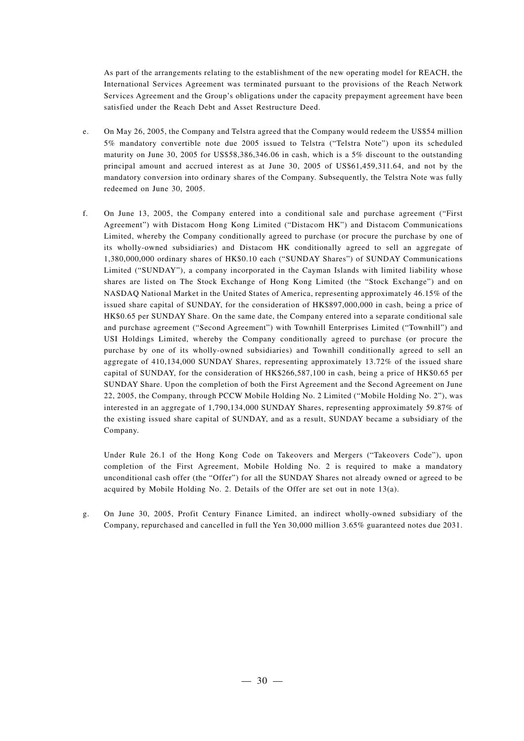As part of the arrangements relating to the establishment of the new operating model for REACH, the International Services Agreement was terminated pursuant to the provisions of the Reach Network Services Agreement and the Group's obligations under the capacity prepayment agreement have been satisfied under the Reach Debt and Asset Restructure Deed.

e. On May 26, 2005, the Company and Telstra agreed that the Company would redeem the US$54 million 5% mandatory convertible note due 2005 issued to Telstra ("Telstra Note") upon its scheduled maturity on June 30, 2005 for US$58,386,346.06 in cash, which is a 5% discount to the outstanding principal amount and accrued interest as at June 30, 2005 of US$61,459,311.64, and not by the mandatory conversion into ordinary shares of the Company. Subsequently, the Telstra Note was fully redeemed on June 30, 2005.

f. On June 13, 2005, the Company entered into a conditional sale and purchase agreement ("First Agreement") with Distacom Hong Kong Limited ("Distacom HK") and Distacom Communications Limited, whereby the Company conditionally agreed to purchase (or procure the purchase by one of its wholly-owned subsidiaries) and Distacom HK conditionally agreed to sell an aggregate of 1,380,000,000 ordinary shares of HK$0.10 each ("SUNDAY Shares") of SUNDAY Communications Limited ("SUNDAY"), a company incorporated in the Cayman Islands with limited liability whose shares are listed on The Stock Exchange of Hong Kong Limited (the "Stock Exchange") and on NASDAQ National Market in the United States of America, representing approximately 46.15% of the issued share capital of SUNDAY, for the consideration of HK$897,000,000 in cash, being a price of HK$0.65 per SUNDAY Share. On the same date, the Company entered into a separate conditional sale and purchase agreement ("Second Agreement") with Townhill Enterprises Limited ("Townhill") and USI Holdings Limited, whereby the Company conditionally agreed to purchase (or procure the purchase by one of its wholly-owned subsidiaries) and Townhill conditionally agreed to sell an aggregate of 410,134,000 SUNDAY Shares, representing approximately 13.72% of the issued share capital of SUNDAY, for the consideration of HK$266,587,100 in cash, being a price of HK$0.65 per SUNDAY Share. Upon the completion of both the First Agreement and the Second Agreement on June 22, 2005, the Company, through PCCW Mobile Holding No. 2 Limited ("Mobile Holding No. 2"), was interested in an aggregate of 1,790,134,000 SUNDAY Shares, representing approximately 59.87% of the existing issued share capital of SUNDAY, and as a result, SUNDAY became a subsidiary of the Company.

   Under Rule 26.1 of the Hong Kong Code on Takeovers and Mergers ("Takeovers Code"), upon completion of the First Agreement, Mobile Holding No. 2 is required to make a mandatory unconditional cash offer (the "Offer") for all the SUNDAY Shares not already owned or agreed to be acquired by Mobile Holding No. 2. Details of the Offer are set out in note 13(a).

g. On June 30, 2005, Profit Century Finance Limited, an indirect wholly-owned subsidiary of the Company, repurchased and cancelled in full the Yen 30,000 million 3.65% guaranteed notes due 2031.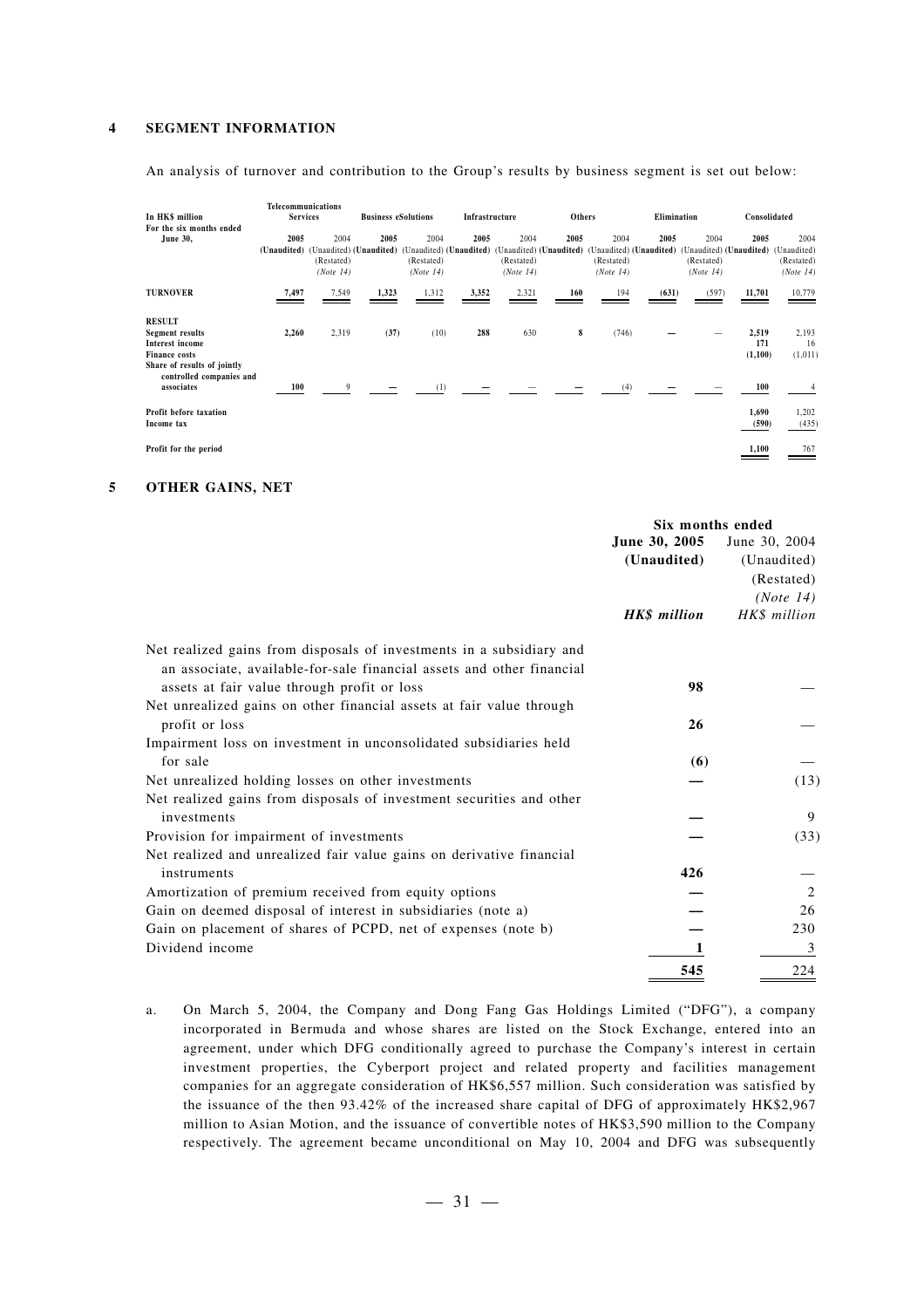## 4 SEGMENT INFORMATION

An analysis of turnover and contribution to the Group's results by business segment is set out below:

| In HK$ million | Telecommunications Services | | Business eSolutions | | Infrastructure | | Others | | Elimination | | Consolidated | |
|---|---|---|---|---|---|---|---|---|---|---|---|---|
| For the six months ended June 30, | **2005** | 2004 | **2005** | 2004 | **2005** | 2004 | **2005** | 2004 | **2005** | 2004 | **2005** | 2004 |
| | **(Unaudited)** | (Unaudited) (Restated) (Note 14) | **(Unaudited)** | (Unaudited) (Restated) (Note 14) | **(Unaudited)** | (Unaudited) (Restated) (Note 14) | **(Unaudited)** | (Unaudited) (Restated) (Note 14) | **(Unaudited)** | (Unaudited) (Restated) (Note 14) | **(Unaudited)** | (Unaudited) (Restated) (Note 14) |
| **TURNOVER** | **7,497** | 7,549 | **1,323** | 1,312 | **3,352** | 2,321 | **160** | 194 | **(631)** | (597) | **11,701** | 10,779 |
| **RESULT** | | | | | | | | | | | | |
| Segment results | **2,260** | 2,319 | **(37)** | (10) | **288** | 630 | **8** | (746) | **—** | — | **2,519** | 2,193 |
| Interest income | | | | | | | | | | | **171** | 16 |
| Finance costs | | | | | | | | | | | **(1,100)** | (1,011) |
| Share of results of jointly controlled companies and associates | **100** | 9 | **—** | (1) | **—** | — | **—** | (4) | **—** | — | **100** | 4 |
| Profit before taxation | | | | | | | | | | | **1,690** | 1,202 |
| Income tax | | | | | | | | | | | **(590)** | (435) |
| Profit for the period | | | | | | | | | | | **1,100** | 767 |

## 5 OTHER GAINS, NET

| | Six months ended | |
|---|---|---|
| | **June 30, 2005 (Unaudited)** | June 30, 2004 (Unaudited) (Restated) *(Note 14)* |
| | ***HK$ million*** | *HK$ million* |
| Net realized gains from disposals of investments in a subsidiary and an associate, available-for-sale financial assets and other financial assets at fair value through profit or loss | **98** | — |
| Net unrealized gains on other financial assets at fair value through profit or loss | **26** | — |
| Impairment loss on investment in unconsolidated subsidiaries held for sale | **(6)** | — |
| Net unrealized holding losses on other investments | **—** | (13) |
| Net realized gains from disposals of investment securities and other investments | **—** | 9 |
| Provision for impairment of investments | **—** | (33) |
| Net realized and unrealized fair value gains on derivative financial instruments | **426** | — |
| Amortization of premium received from equity options | **—** | 2 |
| Gain on deemed disposal of interest in subsidiaries (note a) | **—** | 26 |
| Gain on placement of shares of PCPD, net of expenses (note b) | **—** | 230 |
| Dividend income | **1** | 3 |
| | **545** | 224 |

a. On March 5, 2004, the Company and Dong Fang Gas Holdings Limited ("DFG"), a company incorporated in Bermuda and whose shares are listed on the Stock Exchange, entered into an agreement, under which DFG conditionally agreed to purchase the Company's interest in certain investment properties, the Cyberport project and related property and facilities management companies for an aggregate consideration of HK$6,557 million. Such consideration was satisfied by the issuance of the then 93.42% of the increased share capital of DFG of approximately HK$2,967 million to Asian Motion, and the issuance of convertible notes of HK$3,590 million to the Company respectively. The agreement became unconditional on May 10, 2004 and DFG was subsequently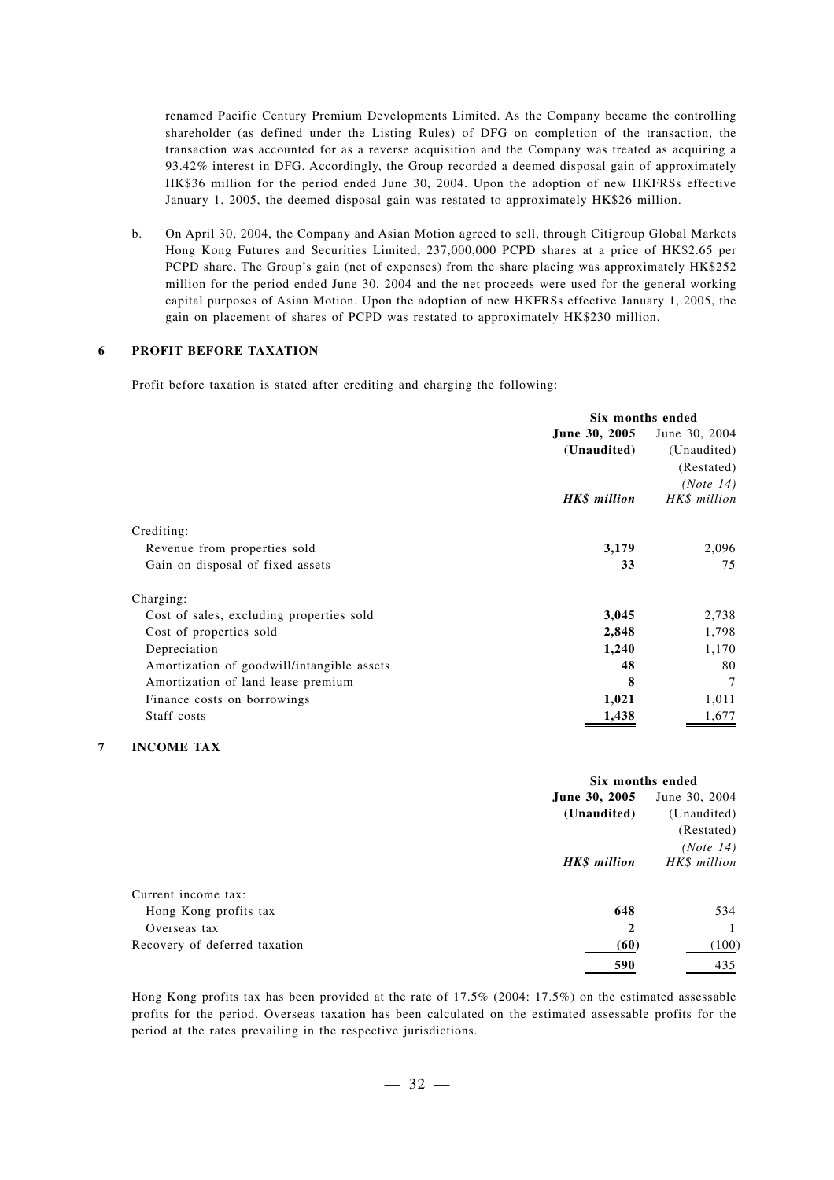renamed Pacific Century Premium Developments Limited. As the Company became the controlling shareholder (as defined under the Listing Rules) of DFG on completion of the transaction, the transaction was accounted for as a reverse acquisition and the Company was treated as acquiring a 93.42% interest in DFG. Accordingly, the Group recorded a deemed disposal gain of approximately HK$36 million for the period ended June 30, 2004. Upon the adoption of new HKFRSs effective January 1, 2005, the deemed disposal gain was restated to approximately HK$26 million.

b. On April 30, 2004, the Company and Asian Motion agreed to sell, through Citigroup Global Markets Hong Kong Futures and Securities Limited, 237,000,000 PCPD shares at a price of HK$2.65 per PCPD share. The Group's gain (net of expenses) from the share placing was approximately HK$252 million for the period ended June 30, 2004 and the net proceeds were used for the general working capital purposes of Asian Motion. Upon the adoption of new HKFRSs effective January 1, 2005, the gain on placement of shares of PCPD was restated to approximately HK$230 million.

## 6 PROFIT BEFORE TAXATION

Profit before taxation is stated after crediting and charging the following:

| | Six months ended | |
|---|---|---|
| | **June 30, 2005** | June 30, 2004 |
| | **(Unaudited)** | (Unaudited) |
| | | (Restated) |
| | | *(Note 14)* |
| | ***HK$ million*** | *HK$ million* |
| Crediting: | | |
| Revenue from properties sold | **3,179** | 2,096 |
| Gain on disposal of fixed assets | **33** | 75 |
| Charging: | | |
| Cost of sales, excluding properties sold | **3,045** | 2,738 |
| Cost of properties sold | **2,848** | 1,798 |
| Depreciation | **1,240** | 1,170 |
| Amortization of goodwill/intangible assets | **48** | 80 |
| Amortization of land lease premium | **8** | 7 |
| Finance costs on borrowings | **1,021** | 1,011 |
| Staff costs | **1,438** | 1,677 |

## 7 INCOME TAX

| | Six months ended | |
|---|---|---|
| | **June 30, 2005** | June 30, 2004 |
| | **(Unaudited)** | (Unaudited) |
| | | (Restated) |
| | | *(Note 14)* |
| | ***HK$ million*** | *HK$ million* |
| Current income tax: | | |
| Hong Kong profits tax | **648** | 534 |
| Overseas tax | **2** | 1 |
| Recovery of deferred taxation | **(60)** | (100) |
| | **590** | 435 |

Hong Kong profits tax has been provided at the rate of 17.5% (2004: 17.5%) on the estimated assessable profits for the period. Overseas taxation has been calculated on the estimated assessable profits for the period at the rates prevailing in the respective jurisdictions.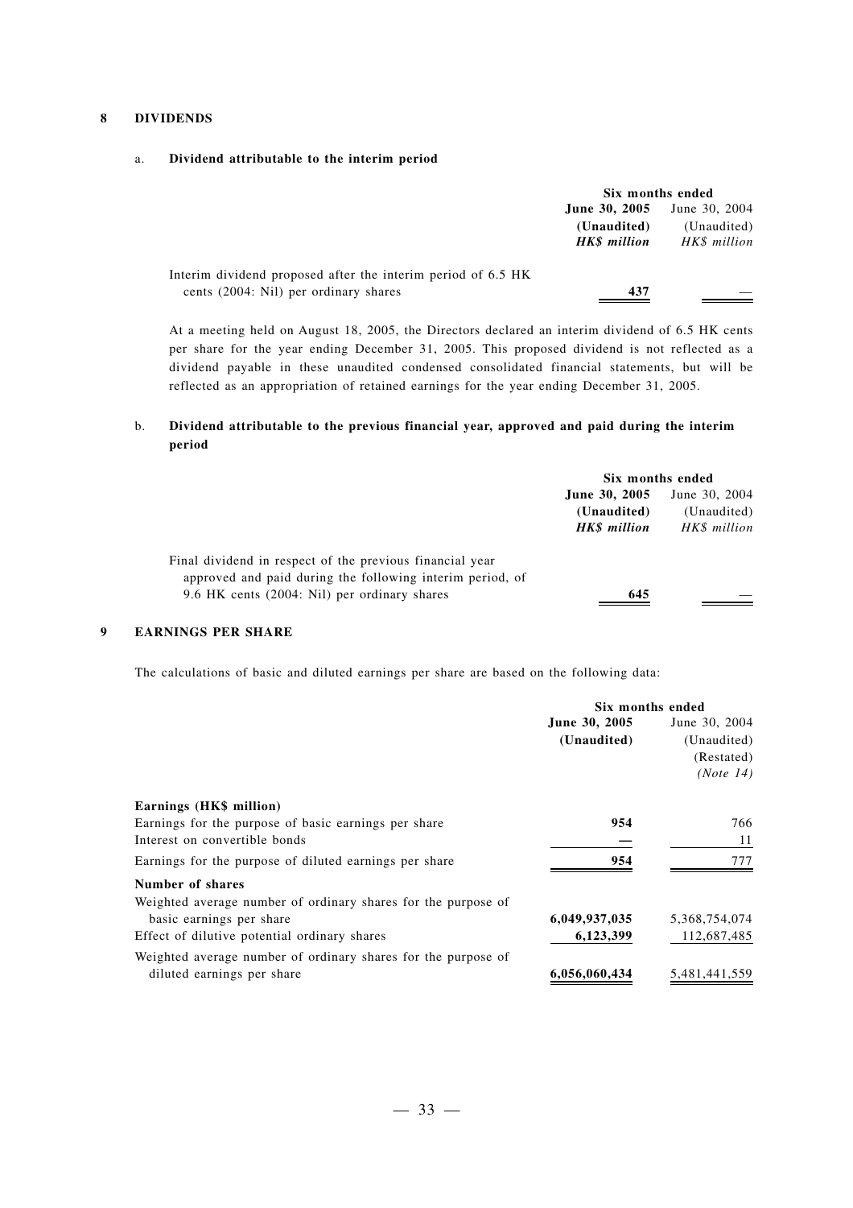## 8 DIVIDENDS

### a. Dividend attributable to the interim period

| | Six months ended | |
|---|---|---|
| | **June 30, 2005** | June 30, 2004 |
| | **(Unaudited)** | (Unaudited) |
| | ***HK$ million*** | *HK$ million* |
| Interim dividend proposed after the interim period of 6.5 HK cents (2004: Nil) per ordinary shares | **437** | — |

At a meeting held on August 18, 2005, the Directors declared an interim dividend of 6.5 HK cents per share for the year ending December 31, 2005. This proposed dividend is not reflected as a dividend payable in these unaudited condensed consolidated financial statements, but will be reflected as an appropriation of retained earnings for the year ending December 31, 2005.

### b. Dividend attributable to the previous financial year, approved and paid during the interim period

| | Six months ended | |
|---|---|---|
| | **June 30, 2005** | June 30, 2004 |
| | **(Unaudited)** | (Unaudited) |
| | ***HK$ million*** | *HK$ million* |
| Final dividend in respect of the previous financial year approved and paid during the following interim period, of 9.6 HK cents (2004: Nil) per ordinary shares | **645** | — |

## 9 EARNINGS PER SHARE

The calculations of basic and diluted earnings per share are based on the following data:

| | Six months ended | |
|---|---|---|
| | **June 30, 2005** | June 30, 2004 |
| | **(Unaudited)** | (Unaudited) |
| | | (Restated) |
| | | *(Note 14)* |
| **Earnings (HK$ million)** | | |
| Earnings for the purpose of basic earnings per share | **954** | 766 |
| Interest on convertible bonds | **—** | 11 |
| Earnings for the purpose of diluted earnings per share | **954** | 777 |
| **Number of shares** | | |
| Weighted average number of ordinary shares for the purpose of basic earnings per share | **6,049,937,035** | 5,368,754,074 |
| Effect of dilutive potential ordinary shares | **6,123,399** | 112,687,485 |
| Weighted average number of ordinary shares for the purpose of diluted earnings per share | **6,056,060,434** | 5,481,441,559 |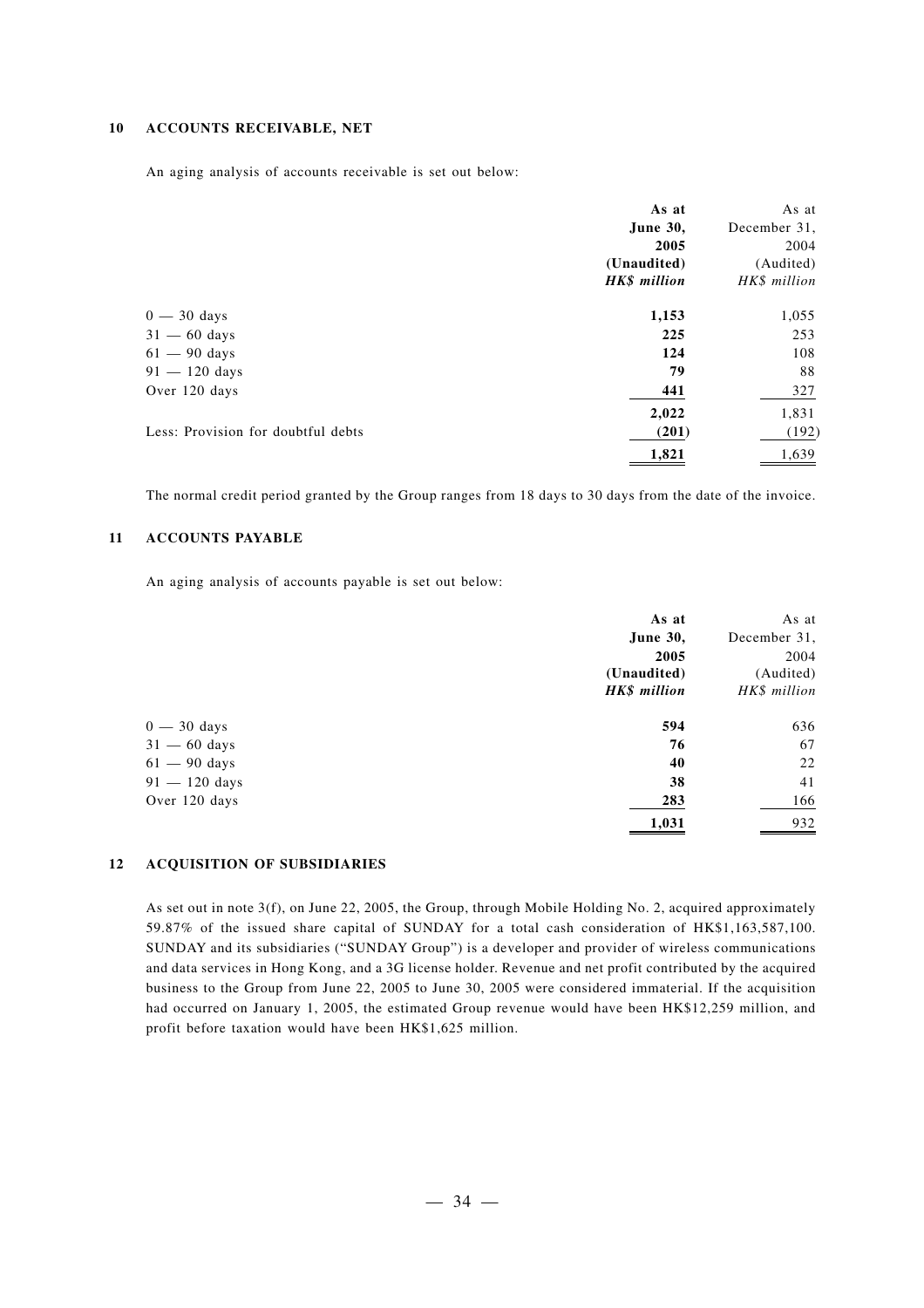## 10 ACCOUNTS RECEIVABLE, NET

An aging analysis of accounts receivable is set out below:

| | **As at June 30, 2005 (Unaudited)** | As at December 31, 2004 (Audited) |
|---|---|---|
| | ***HK$ million*** | *HK$ million* |
| 0 — 30 days | **1,153** | 1,055 |
| 31 — 60 days | **225** | 253 |
| 61 — 90 days | **124** | 108 |
| 91 — 120 days | **79** | 88 |
| Over 120 days | **441** | 327 |
| | **2,022** | 1,831 |
| Less: Provision for doubtful debts | **(201)** | (192) |
| | **1,821** | 1,639 |

The normal credit period granted by the Group ranges from 18 days to 30 days from the date of the invoice.

## 11 ACCOUNTS PAYABLE

An aging analysis of accounts payable is set out below:

| | **As at June 30, 2005 (Unaudited)** | As at December 31, 2004 (Audited) |
|---|---|---|
| | ***HK$ million*** | *HK$ million* |
| 0 — 30 days | **594** | 636 |
| 31 — 60 days | **76** | 67 |
| 61 — 90 days | **40** | 22 |
| 91 — 120 days | **38** | 41 |
| Over 120 days | **283** | 166 |
| | **1,031** | 932 |

## 12 ACQUISITION OF SUBSIDIARIES

As set out in note 3(f), on June 22, 2005, the Group, through Mobile Holding No. 2, acquired approximately 59.87% of the issued share capital of SUNDAY for a total cash consideration of HK$1,163,587,100. SUNDAY and its subsidiaries ("SUNDAY Group") is a developer and provider of wireless communications and data services in Hong Kong, and a 3G license holder. Revenue and net profit contributed by the acquired business to the Group from June 22, 2005 to June 30, 2005 were considered immaterial. If the acquisition had occurred on January 1, 2005, the estimated Group revenue would have been HK$12,259 million, and profit before taxation would have been HK$1,625 million.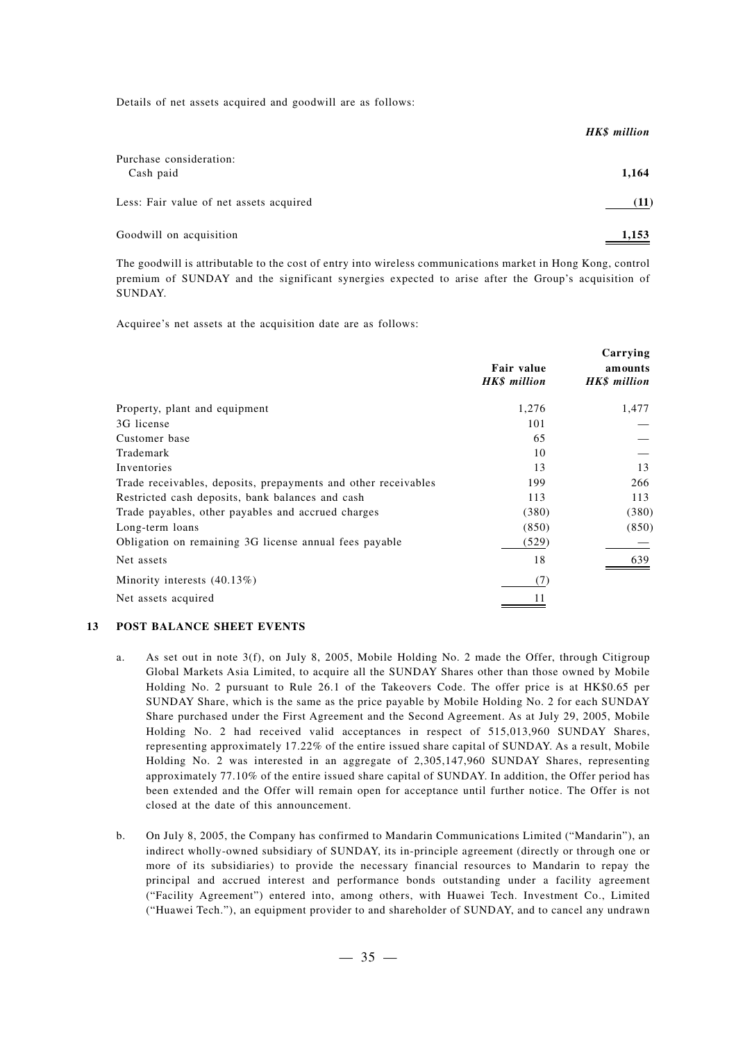Details of net assets acquired and goodwill are as follows:

| | *HK$ million* |
|---|---|
| Purchase consideration: | |
| Cash paid | **1,164** |
| Less: Fair value of net assets acquired | **(11)** |
| Goodwill on acquisition | **1,153** |

The goodwill is attributable to the cost of entry into wireless communications market in Hong Kong, control premium of SUNDAY and the significant synergies expected to arise after the Group's acquisition of SUNDAY.

Acquiree's net assets at the acquisition date are as follows:

| | **Fair value** *HK$ million* | **Carrying amounts** *HK$ million* |
|---|---|---|
| Property, plant and equipment | 1,276 | 1,477 |
| 3G license | 101 | — |
| Customer base | 65 | — |
| Trademark | 10 | — |
| Inventories | 13 | 13 |
| Trade receivables, deposits, prepayments and other receivables | 199 | 266 |
| Restricted cash deposits, bank balances and cash | 113 | 113 |
| Trade payables, other payables and accrued charges | (380) | (380) |
| Long-term loans | (850) | (850) |
| Obligation on remaining 3G license annual fees payable | (529) | — |
| Net assets | 18 | 639 |
| Minority interests (40.13%) | (7) | |
| Net assets acquired | 11 | |

## 13 POST BALANCE SHEET EVENTS

a. As set out in note 3(f), on July 8, 2005, Mobile Holding No. 2 made the Offer, through Citigroup Global Markets Asia Limited, to acquire all the SUNDAY Shares other than those owned by Mobile Holding No. 2 pursuant to Rule 26.1 of the Takeovers Code. The offer price is at HK$0.65 per SUNDAY Share, which is the same as the price payable by Mobile Holding No. 2 for each SUNDAY Share purchased under the First Agreement and the Second Agreement. As at July 29, 2005, Mobile Holding No. 2 had received valid acceptances in respect of 515,013,960 SUNDAY Shares, representing approximately 17.22% of the entire issued share capital of SUNDAY. As a result, Mobile Holding No. 2 was interested in an aggregate of 2,305,147,960 SUNDAY Shares, representing approximately 77.10% of the entire issued share capital of SUNDAY. In addition, the Offer period has been extended and the Offer will remain open for acceptance until further notice. The Offer is not closed at the date of this announcement.

b. On July 8, 2005, the Company has confirmed to Mandarin Communications Limited ("Mandarin"), an indirect wholly-owned subsidiary of SUNDAY, its in-principle agreement (directly or through one or more of its subsidiaries) to provide the necessary financial resources to Mandarin to repay the principal and accrued interest and performance bonds outstanding under a facility agreement ("Facility Agreement") entered into, among others, with Huawei Tech. Investment Co., Limited ("Huawei Tech."), an equipment provider to and shareholder of SUNDAY, and to cancel any undrawn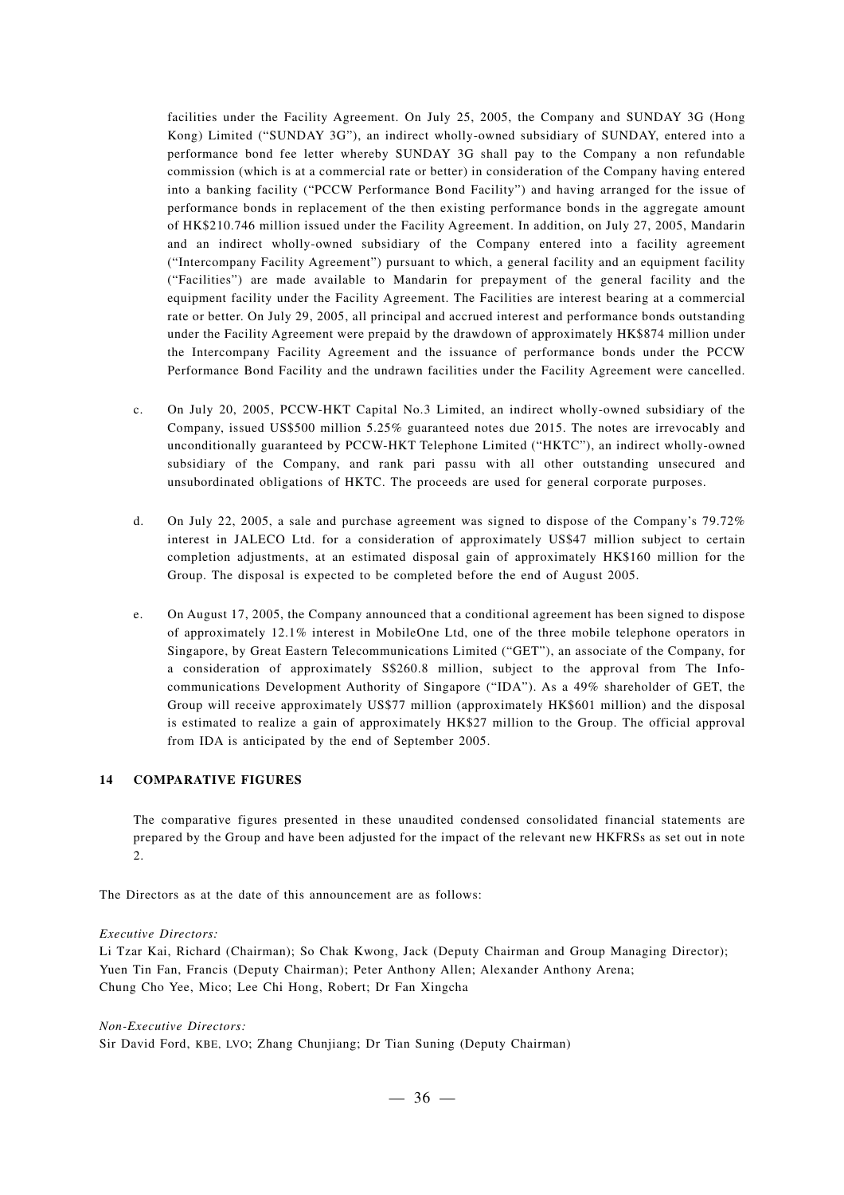facilities under the Facility Agreement. On July 25, 2005, the Company and SUNDAY 3G (Hong Kong) Limited ("SUNDAY 3G"), an indirect wholly-owned subsidiary of SUNDAY, entered into a performance bond fee letter whereby SUNDAY 3G shall pay to the Company a non refundable commission (which is at a commercial rate or better) in consideration of the Company having entered into a banking facility ("PCCW Performance Bond Facility") and having arranged for the issue of performance bonds in replacement of the then existing performance bonds in the aggregate amount of HK$210.746 million issued under the Facility Agreement. In addition, on July 27, 2005, Mandarin and an indirect wholly-owned subsidiary of the Company entered into a facility agreement ("Intercompany Facility Agreement") pursuant to which, a general facility and an equipment facility ("Facilities") are made available to Mandarin for prepayment of the general facility and the equipment facility under the Facility Agreement. The Facilities are interest bearing at a commercial rate or better. On July 29, 2005, all principal and accrued interest and performance bonds outstanding under the Facility Agreement were prepaid by the drawdown of approximately HK$874 million under the Intercompany Facility Agreement and the issuance of performance bonds under the PCCW Performance Bond Facility and the undrawn facilities under the Facility Agreement were cancelled.

c. On July 20, 2005, PCCW-HKT Capital No.3 Limited, an indirect wholly-owned subsidiary of the Company, issued US$500 million 5.25% guaranteed notes due 2015. The notes are irrevocably and unconditionally guaranteed by PCCW-HKT Telephone Limited ("HKTC"), an indirect wholly-owned subsidiary of the Company, and rank pari passu with all other outstanding unsecured and unsubordinated obligations of HKTC. The proceeds are used for general corporate purposes.

d. On July 22, 2005, a sale and purchase agreement was signed to dispose of the Company's 79.72% interest in JALECO Ltd. for a consideration of approximately US$47 million subject to certain completion adjustments, at an estimated disposal gain of approximately HK$160 million for the Group. The disposal is expected to be completed before the end of August 2005.

e. On August 17, 2005, the Company announced that a conditional agreement has been signed to dispose of approximately 12.1% interest in MobileOne Ltd, one of the three mobile telephone operators in Singapore, by Great Eastern Telecommunications Limited ("GET"), an associate of the Company, for a consideration of approximately S$260.8 million, subject to the approval from The Info-communications Development Authority of Singapore ("IDA"). As a 49% shareholder of GET, the Group will receive approximately US$77 million (approximately HK$601 million) and the disposal is estimated to realize a gain of approximately HK$27 million to the Group. The official approval from IDA is anticipated by the end of September 2005.

## 14 COMPARATIVE FIGURES

The comparative figures presented in these unaudited condensed consolidated financial statements are prepared by the Group and have been adjusted for the impact of the relevant new HKFRSs as set out in note 2.

The Directors as at the date of this announcement are as follows:

*Executive Directors:*
Li Tzar Kai, Richard (Chairman); So Chak Kwong, Jack (Deputy Chairman and Group Managing Director); Yuen Tin Fan, Francis (Deputy Chairman); Peter Anthony Allen; Alexander Anthony Arena; Chung Cho Yee, Mico; Lee Chi Hong, Robert; Dr Fan Xingcha

*Non-Executive Directors:*
Sir David Ford, KBE, LVO; Zhang Chunjiang; Dr Tian Suning (Deputy Chairman)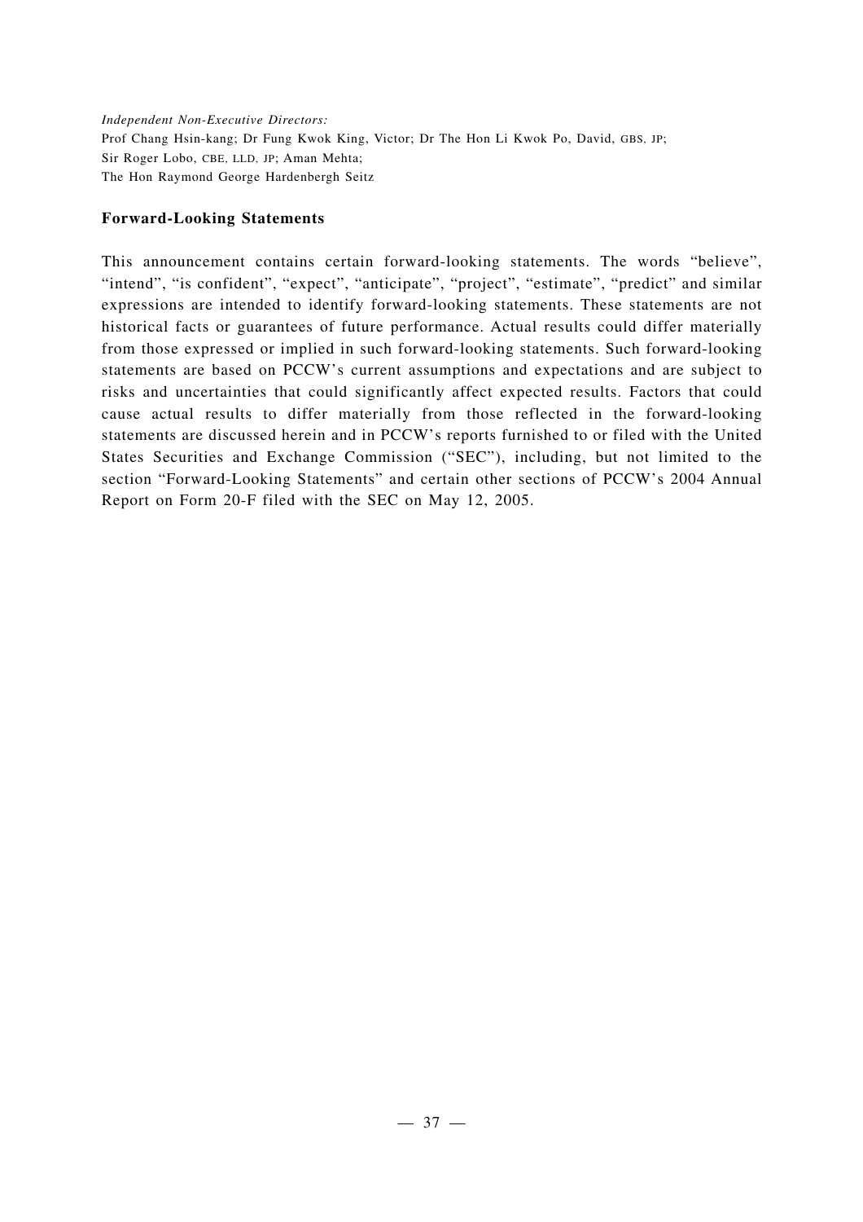*Independent Non-Executive Directors:*
Prof Chang Hsin-kang; Dr Fung Kwok King, Victor; Dr The Hon Li Kwok Po, David, GBS, JP;
Sir Roger Lobo, CBE, LLD, JP; Aman Mehta;
The Hon Raymond George Hardenbergh Seitz

**Forward-Looking Statements**

This announcement contains certain forward-looking statements. The words "believe", "intend", "is confident", "expect", "anticipate", "project", "estimate", "predict" and similar expressions are intended to identify forward-looking statements. These statements are not historical facts or guarantees of future performance. Actual results could differ materially from those expressed or implied in such forward-looking statements. Such forward-looking statements are based on PCCW's current assumptions and expectations and are subject to risks and uncertainties that could significantly affect expected results. Factors that could cause actual results to differ materially from those reflected in the forward-looking statements are discussed herein and in PCCW's reports furnished to or filed with the United States Securities and Exchange Commission ("SEC"), including, but not limited to the section "Forward-Looking Statements" and certain other sections of PCCW's 2004 Annual Report on Form 20-F filed with the SEC on May 12, 2005.